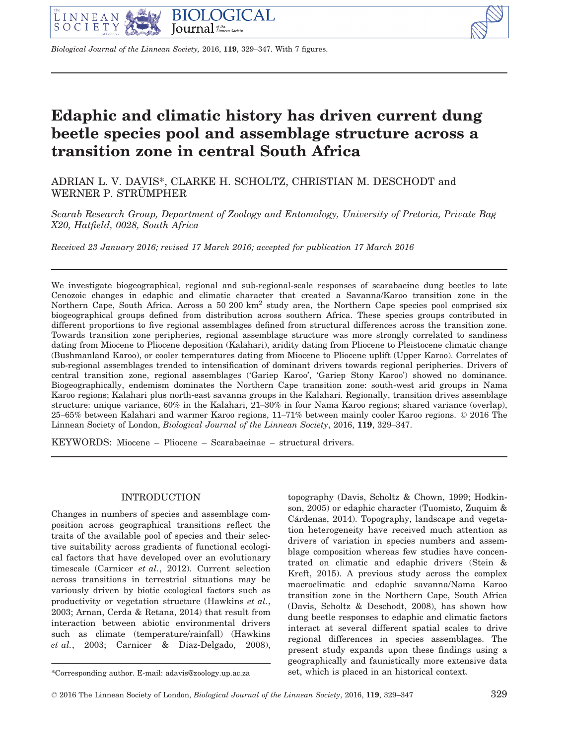# Edaphic and climatic history has driven current dung beetle species pool and assemblage structure across a transition zone in central South Africa

ADRIAN L. V. DAVIS*, CLARKE H. SCHOLTZ, CHRISTIAN M. DESCHODT and WERNER P. STRÜMPHER

*Scarab Research Group, Department of Zoology and Entomology, University of Pretoria, Private Bag X20, Hatfield, 0028, South Africa*

*Received 23 January 2016; revised 17 March 2016; accepted for publication 17 March 2016*

We investigate biogeographical, regional and sub-regional-scale responses of scarabaeine dung beetles to late Cenozoic changes in edaphic and climatic character that created a Savanna/Karoo transition zone in the Northern Cape, South Africa. Across a 50 200 km$^2$ study area, the Northern Cape species pool comprised six biogeographical groups defined from distribution across southern Africa. These species groups contributed in different proportions to five regional assemblages defined from structural differences across the transition zone. Towards transition zone peripheries, regional assemblage structure was more strongly correlated to sandiness dating from Miocene to Pliocene deposition (Kalahari), aridity dating from Pliocene to Pleistocene climatic change (Bushmanland Karoo), or cooler temperatures dating from Miocene to Pliocene uplift (Upper Karoo). Correlates of sub-regional assemblages trended to intensification of dominant drivers towards regional peripheries. Drivers of central transition zone, regional assemblages ('Gariep Karoo', 'Gariep Stony Karoo') showed no dominance. Biogeographically, endemism dominates the Northern Cape transition zone: south-west arid groups in Nama Karoo regions; Kalahari plus north-east savanna groups in the Kalahari. Regionally, transition drives assemblage structure: unique variance, 60% in the Kalahari, 21–30% in four Nama Karoo regions; shared variance (overlap), 25–65% between Kalahari and warmer Karoo regions, 11–71% between mainly cooler Karoo regions. © 2016 The Linnean Society of London, *Biological Journal of the Linnean Society*, 2016, **119**, 329–347.

KEYWORDS: Miocene – Pliocene – Scarabaeinae – structural drivers.

## INTRODUCTION

Changes in numbers of species and assemblage composition across geographical transitions reflect the traits of the available pool of species and their selective suitability across gradients of functional ecological factors that have developed over an evolutionary timescale (Carnicer *et al.*, 2012). Current selection across transitions in terrestrial situations may be variously driven by biotic ecological factors such as productivity or vegetation structure (Hawkins *et al.*, 2003; Arnan, Cerda & Retana, 2014) that result from interaction between abiotic environmental drivers such as climate (temperature/rainfall) (Hawkins *et al.*, 2003; Carnicer & Díaz-Delgado, 2008), topography (Davis, Scholtz & Chown, 1999; Hodkinson, 2005) or edaphic character (Tuomisto, Zuquim & Cárdenas, 2014). Topography, landscape and vegetation heterogeneity have received much attention as drivers of variation in species numbers and assemblage composition whereas few studies have concentrated on climatic and edaphic drivers (Stein & Kreft, 2015). A previous study across the complex macroclimatic and edaphic savanna/Nama Karoo transition zone in the Northern Cape, South Africa (Davis, Scholtz & Deschodt, 2008), has shown how dung beetle responses to edaphic and climatic factors interact at several different spatial scales to drive regional differences in species assemblages. The present study expands upon these findings using a geographically and faunistically more extensive data set, which is placed in an historical context.

*Corresponding author. E-mail: adavis@zoology.up.ac.za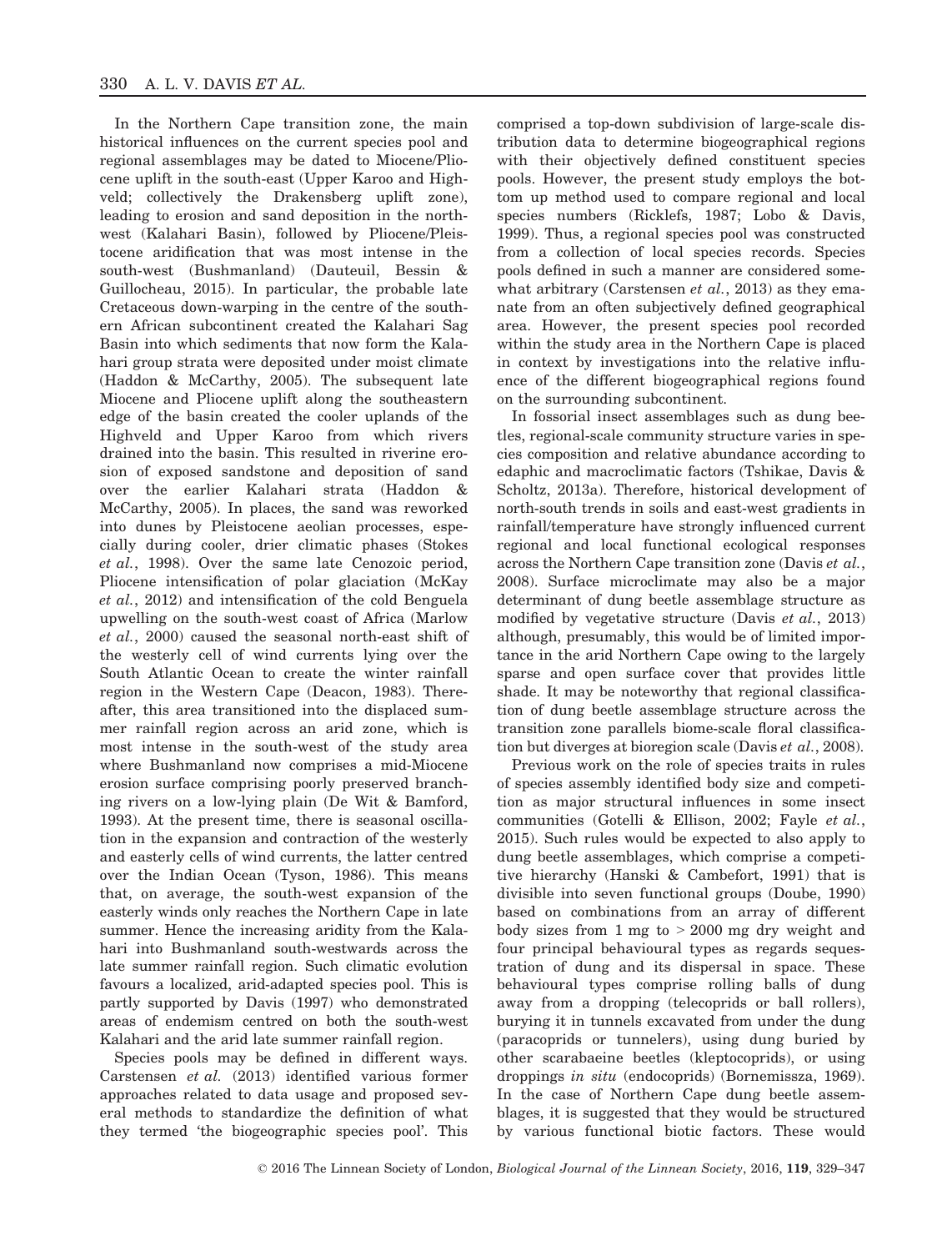In the Northern Cape transition zone, the main historical influences on the current species pool and regional assemblages may be dated to Miocene/Pliocene uplift in the south-east (Upper Karoo and Highveld; collectively the Drakensberg uplift zone), leading to erosion and sand deposition in the north-west (Kalahari Basin), followed by Pliocene/Pleistocene aridification that was most intense in the south-west (Bushmanland) (Dauteuil, Bessin & Guillocheau, 2015). In particular, the probable late Cretaceous down-warping in the centre of the southern African subcontinent created the Kalahari Sag Basin into which sediments that now form the Kalahari group strata were deposited under moist climate (Haddon & McCarthy, 2005). The subsequent late Miocene and Pliocene uplift along the southeastern edge of the basin created the cooler uplands of the Highveld and Upper Karoo from which rivers drained into the basin. This resulted in riverine erosion of exposed sandstone and deposition of sand over the earlier Kalahari strata (Haddon & McCarthy, 2005). In places, the sand was reworked into dunes by Pleistocene aeolian processes, especially during cooler, drier climatic phases (Stokes *et al.*, 1998). Over the same late Cenozoic period, Pliocene intensification of polar glaciation (McKay *et al.*, 2012) and intensification of the cold Benguela upwelling on the south-west coast of Africa (Marlow *et al.*, 2000) caused the seasonal north-east shift of the westerly cell of wind currents lying over the South Atlantic Ocean to create the winter rainfall region in the Western Cape (Deacon, 1983). Thereafter, this area transitioned into the displaced summer rainfall region across an arid zone, which is most intense in the south-west of the study area where Bushmanland now comprises a mid-Miocene erosion surface comprising poorly preserved branching rivers on a low-lying plain (De Wit & Bamford, 1993). At the present time, there is seasonal oscillation in the expansion and contraction of the westerly and easterly cells of wind currents, the latter centred over the Indian Ocean (Tyson, 1986). This means that, on average, the south-west expansion of the easterly winds only reaches the Northern Cape in late summer. Hence the increasing aridity from the Kalahari into Bushmanland south-westwards across the late summer rainfall region. Such climatic evolution favours a localized, arid-adapted species pool. This is partly supported by Davis (1997) who demonstrated areas of endemism centred on both the south-west Kalahari and the arid late summer rainfall region.

Species pools may be defined in different ways. Carstensen *et al.* (2013) identified various former approaches related to data usage and proposed several methods to standardize the definition of what they termed 'the biogeographic species pool'. This comprised a top-down subdivision of large-scale distribution data to determine biogeographical regions with their objectively defined constituent species pools. However, the present study employs the bottom up method used to compare regional and local species numbers (Ricklefs, 1987; Lobo & Davis, 1999). Thus, a regional species pool was constructed from a collection of local species records. Species pools defined in such a manner are considered somewhat arbitrary (Carstensen *et al.*, 2013) as they emanate from an often subjectively defined geographical area. However, the present species pool recorded within the study area in the Northern Cape is placed in context by investigations into the relative influence of the different biogeographical regions found on the surrounding subcontinent.

In fossorial insect assemblages such as dung beetles, regional-scale community structure varies in species composition and relative abundance according to edaphic and macroclimatic factors (Tshikae, Davis & Scholtz, 2013a). Therefore, historical development of north-south trends in soils and east-west gradients in rainfall/temperature have strongly influenced current regional and local functional ecological responses across the Northern Cape transition zone (Davis *et al.*, 2008). Surface microclimate may also be a major determinant of dung beetle assemblage structure as modified by vegetative structure (Davis *et al.*, 2013) although, presumably, this would be of limited importance in the arid Northern Cape owing to the largely sparse and open surface cover that provides little shade. It may be noteworthy that regional classification of dung beetle assemblage structure across the transition zone parallels biome-scale floral classification but diverges at bioregion scale (Davis *et al.*, 2008).

Previous work on the role of species traits in rules of species assembly identified body size and competition as major structural influences in some insect communities (Gotelli & Ellison, 2002; Fayle *et al.*, 2015). Such rules would be expected to also apply to dung beetle assemblages, which comprise a competitive hierarchy (Hanski & Cambefort, 1991) that is divisible into seven functional groups (Doube, 1990) based on combinations from an array of different body sizes from 1 mg to > 2000 mg dry weight and four principal behavioural types as regards sequestration of dung and its dispersal in space. These behavioural types comprise rolling balls of dung away from a dropping (telecoprids or ball rollers), burying it in tunnels excavated from under the dung (paracoprids or tunnelers), using dung buried by other scarabaeine beetles (kleptocoprids), or using droppings *in situ* (endocoprids) (Bornemissza, 1969). In the case of Northern Cape dung beetle assemblages, it is suggested that they would be structured by various functional biotic factors. These would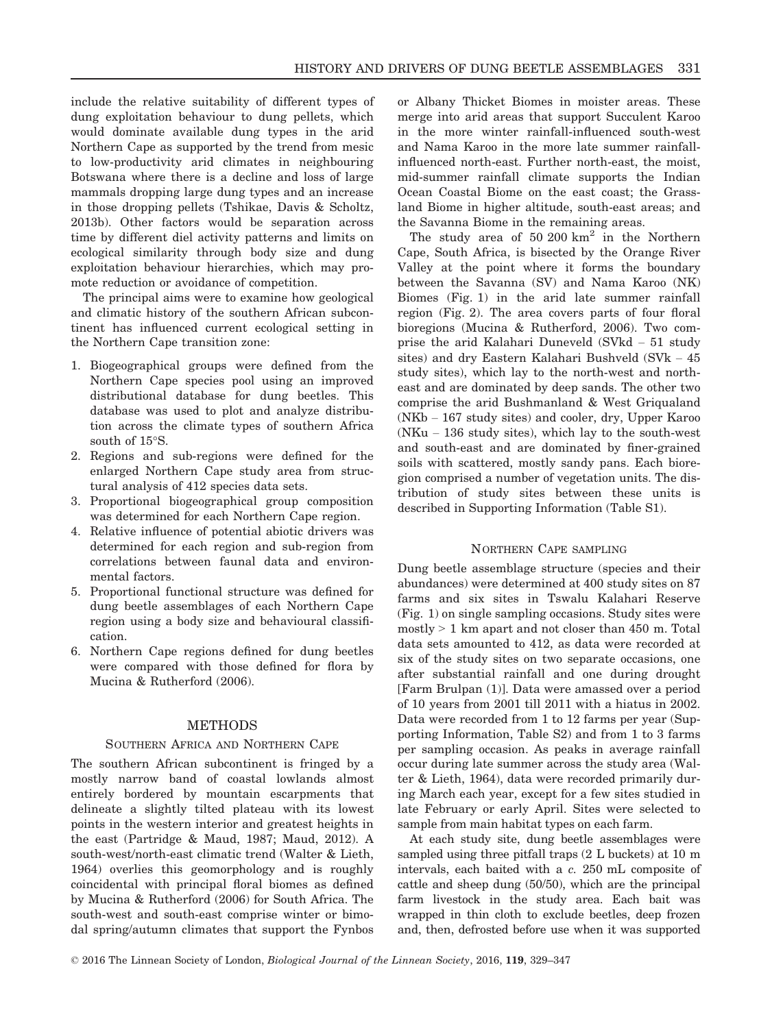include the relative suitability of different types of dung exploitation behaviour to dung pellets, which would dominate available dung types in the arid Northern Cape as supported by the trend from mesic to low-productivity arid climates in neighbouring Botswana where there is a decline and loss of large mammals dropping large dung types and an increase in those dropping pellets (Tshikae, Davis & Scholtz, 2013b). Other factors would be separation across time by different diel activity patterns and limits on ecological similarity through body size and dung exploitation behaviour hierarchies, which may promote reduction or avoidance of competition.

The principal aims were to examine how geological and climatic history of the southern African subcontinent has influenced current ecological setting in the Northern Cape transition zone:

1. Biogeographical groups were defined from the Northern Cape species pool using an improved distributional database for dung beetles. This database was used to plot and analyze distribution across the climate types of southern Africa south of 15°S.
2. Regions and sub-regions were defined for the enlarged Northern Cape study area from structural analysis of 412 species data sets.
3. Proportional biogeographical group composition was determined for each Northern Cape region.
4. Relative influence of potential abiotic drivers was determined for each region and sub-region from correlations between faunal data and environmental factors.
5. Proportional functional structure was defined for dung beetle assemblages of each Northern Cape region using a body size and behavioural classification.
6. Northern Cape regions defined for dung beetles were compared with those defined for flora by Mucina & Rutherford (2006).

## METHODS

### SOUTHERN AFRICA AND NORTHERN CAPE

The southern African subcontinent is fringed by a mostly narrow band of coastal lowlands almost entirely bordered by mountain escarpments that delineate a slightly tilted plateau with its lowest points in the western interior and greatest heights in the east (Partridge & Maud, 1987; Maud, 2012). A south-west/north-east climatic trend (Walter & Lieth, 1964) overlies this geomorphology and is roughly coincidental with principal floral biomes as defined by Mucina & Rutherford (2006) for South Africa. The south-west and south-east comprise winter or bimodal spring/autumn climates that support the Fynbos or Albany Thicket Biomes in moister areas. These merge into arid areas that support Succulent Karoo in the more winter rainfall-influenced south-west and Nama Karoo in the more late summer rainfall-influenced north-east. Further north-east, the moist, mid-summer rainfall climate supports the Indian Ocean Coastal Biome on the east coast; the Grassland Biome in higher altitude, south-east areas; and the Savanna Biome in the remaining areas.

The study area of 50 200 km$^2$ in the Northern Cape, South Africa, is bisected by the Orange River Valley at the point where it forms the boundary between the Savanna (SV) and Nama Karoo (NK) Biomes (Fig. 1) in the arid late summer rainfall region (Fig. 2). The area covers parts of four floral bioregions (Mucina & Rutherford, 2006). Two comprise the arid Kalahari Duneveld (SVkd – 51 study sites) and dry Eastern Kalahari Bushveld (SVk – 45 study sites), which lay to the north-west and north-east and are dominated by deep sands. The other two comprise the arid Bushmanland & West Griqualand (NKb – 167 study sites) and cooler, dry, Upper Karoo (NKu – 136 study sites), which lay to the south-west and south-east and are dominated by finer-grained soils with scattered, mostly sandy pans. Each bioregion comprised a number of vegetation units. The distribution of study sites between these units is described in Supporting Information (Table S1).

### NORTHERN CAPE SAMPLING

Dung beetle assemblage structure (species and their abundances) were determined at 400 study sites on 87 farms and six sites in Tswalu Kalahari Reserve (Fig. 1) on single sampling occasions. Study sites were mostly > 1 km apart and not closer than 450 m. Total data sets amounted to 412, as data were recorded at six of the study sites on two separate occasions, one after substantial rainfall and one during drought [Farm Brulpan (1)]. Data were amassed over a period of 10 years from 2001 till 2011 with a hiatus in 2002. Data were recorded from 1 to 12 farms per year (Supporting Information, Table S2) and from 1 to 3 farms per sampling occasion. As peaks in average rainfall occur during late summer across the study area (Walter & Lieth, 1964), data were recorded primarily during March each year, except for a few sites studied in late February or early April. Sites were selected to sample from main habitat types on each farm.

At each study site, dung beetle assemblages were sampled using three pitfall traps (2 L buckets) at 10 m intervals, each baited with a *c.* 250 mL composite of cattle and sheep dung (50/50), which are the principal farm livestock in the study area. Each bait was wrapped in thin cloth to exclude beetles, deep frozen and, then, defrosted before use when it was supported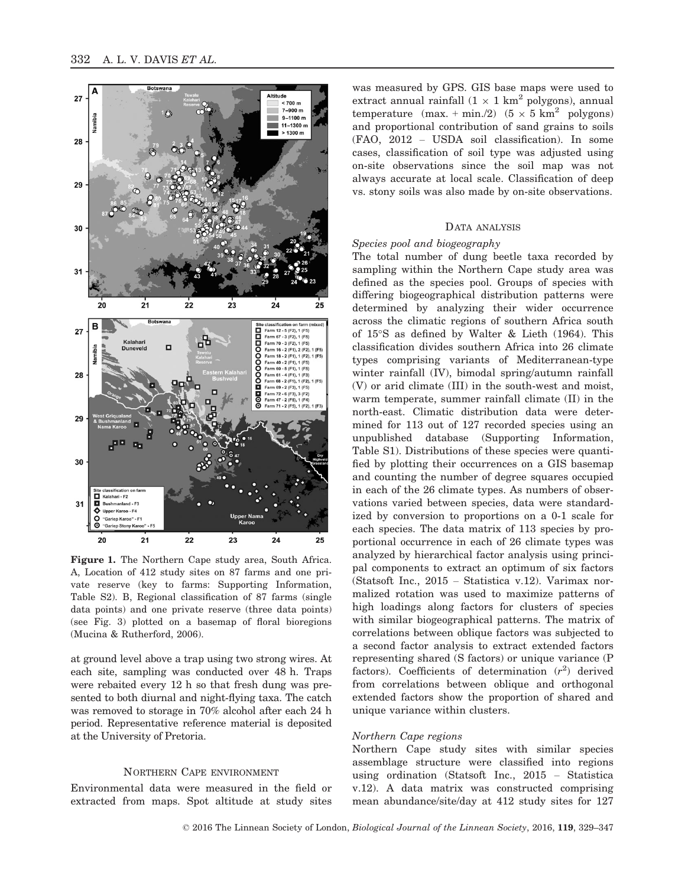Figure 1. The Northern Cape study area, South Africa. A, Location of 412 study sites on 87 farms and one private reserve (key to farms: Supporting Information, Table S2). B, Regional classification of 87 farms (single data points) and one private reserve (three data points) (see Fig. 3) plotted on a basemap of floral bioregions (Mucina & Rutherford, 2006).

at ground level above a trap using two strong wires. At each site, sampling was conducted over 48 h. Traps were rebaited every 12 h so that fresh dung was presented to both diurnal and night-flying taxa. The catch was removed to storage in 70% alcohol after each 24 h period. Representative reference material is deposited at the University of Pretoria.

## Northern Cape environment

Environmental data were measured in the field or extracted from maps. Spot altitude at study sites was measured by GPS. GIS base maps were used to extract annual rainfall ($1 \times 1$ km$^2$ polygons), annual temperature (max. + min./2) ($5 \times 5$ km$^2$ polygons) and proportional contribution of sand grains to soils (FAO, 2012 – USDA soil classification). In some cases, classification of soil type was adjusted using on-site observations since the soil map was not always accurate at local scale. Classification of deep vs. stony soils was also made by on-site observations.

## Data analysis

### *Species pool and biogeography*

The total number of dung beetle taxa recorded by sampling within the Northern Cape study area was defined as the species pool. Groups of species with differing biogeographical distribution patterns were determined by analyzing their wider occurrence across the climatic regions of southern Africa south of 15°S as defined by Walter & Lieth (1964). This classification divides southern Africa into 26 climate types comprising variants of Mediterranean-type winter rainfall (IV), bimodal spring/autumn rainfall (V) or arid climate (III) in the south-west and moist, warm temperate, summer rainfall climate (II) in the north-east. Climatic distribution data were determined for 113 out of 127 recorded species using an unpublished database (Supporting Information, Table S1). Distributions of these species were quantified by plotting their occurrences on a GIS basemap and counting the number of degree squares occupied in each of the 26 climate types. As numbers of observations varied between species, data were standardized by conversion to proportions on a 0-1 scale for each species. The data matrix of 113 species by proportional occurrence in each of 26 climate types was analyzed by hierarchical factor analysis using principal components to extract an optimum of six factors (Statsoft Inc., 2015 – Statistica v.12). Varimax normalized rotation was used to maximize patterns of high loadings along factors for clusters of species with similar biogeographical patterns. The matrix of correlations between oblique factors was subjected to a second factor analysis to extract extended factors representing shared (S factors) or unique variance (P factors). Coefficients of determination ($r^2$) derived from correlations between oblique and orthogonal extended factors show the proportion of shared and unique variance within clusters.

### *Northern Cape regions*

Northern Cape study sites with similar species assemblage structure were classified into regions using ordination (Statsoft Inc., 2015 – Statistica v.12). A data matrix was constructed comprising mean abundance/site/day at 412 study sites for 127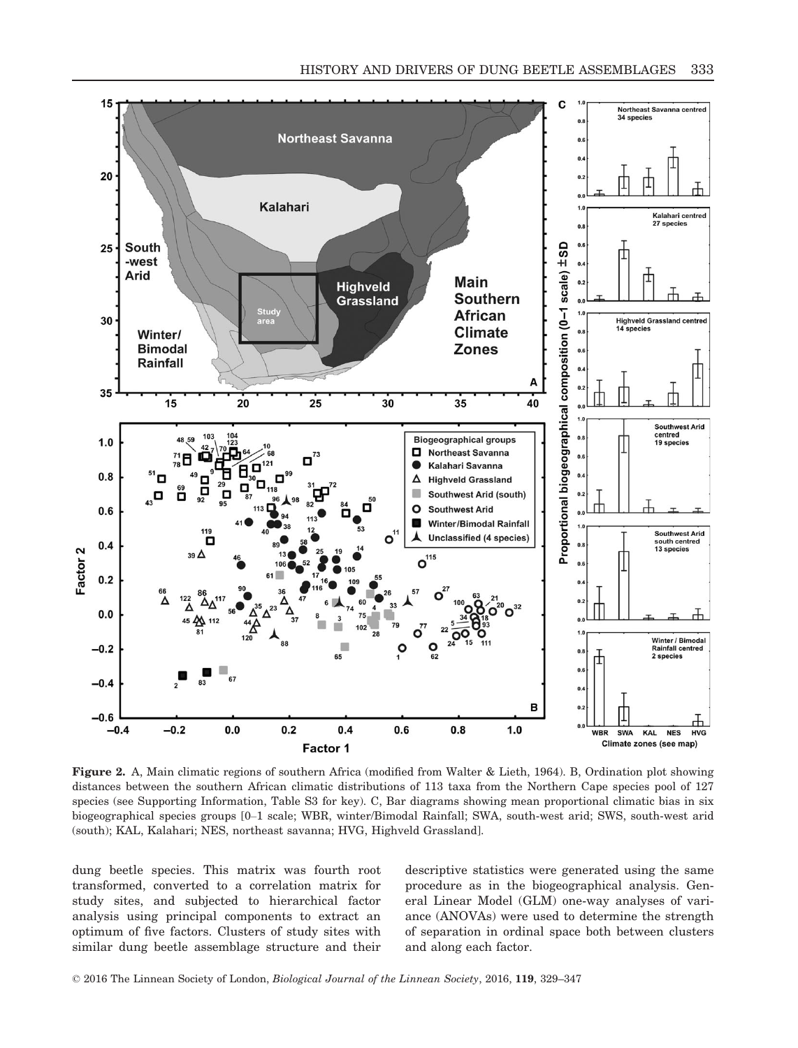**Figure 2.** A, Main climatic regions of southern Africa (modified from Walter & Lieth, 1964). B, Ordination plot showing distances between the southern African climatic distributions of 113 taxa from the Northern Cape species pool of 127 species (see Supporting Information, Table S3 for key). C, Bar diagrams showing mean proportional climatic bias in six biogeographical species groups [0–1 scale; WBR, winter/Bimodal Rainfall; SWA, south-west arid; SWS, south-west arid (south); KAL, Kalahari; NES, northeast savanna; HVG, Highveld Grassland].

dung beetle species. This matrix was fourth root transformed, converted to a correlation matrix for study sites, and subjected to hierarchical factor analysis using principal components to extract an optimum of five factors. Clusters of study sites with similar dung beetle assemblage structure and their descriptive statistics were generated using the same procedure as in the biogeographical analysis. General Linear Model (GLM) one-way analyses of variance (ANOVAs) were used to determine the strength of separation in ordinal space both between clusters and along each factor.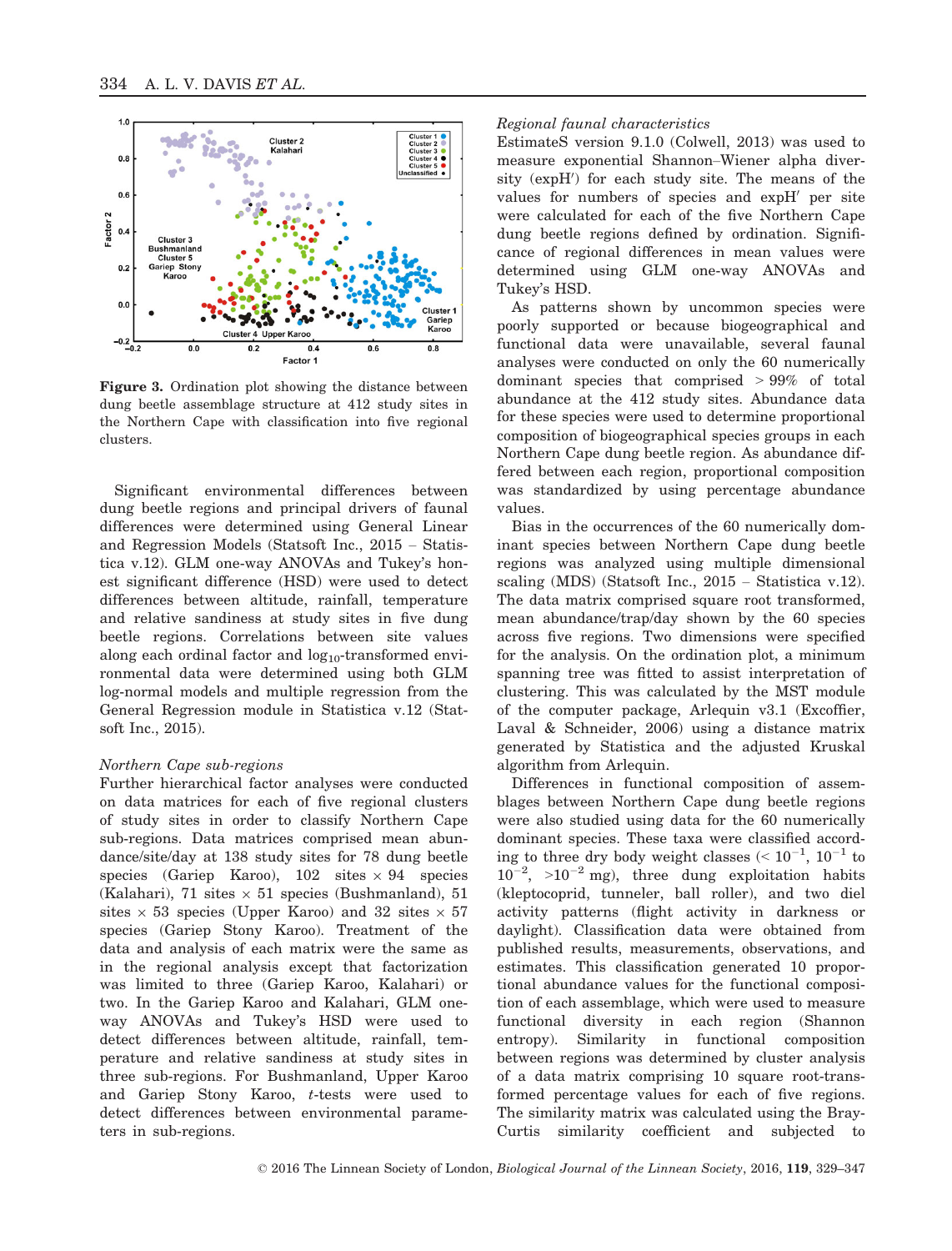**Figure 3.** Ordination plot showing the distance between dung beetle assemblage structure at 412 study sites in the Northern Cape with classification into five regional clusters.

Significant environmental differences between dung beetle regions and principal drivers of faunal differences were determined using General Linear and Regression Models (Statsoft Inc., 2015 – Statistica v.12). GLM one-way ANOVAs and Tukey's honest significant difference (HSD) were used to detect differences between altitude, rainfall, temperature and relative sandiness at study sites in five dung beetle regions. Correlations between site values along each ordinal factor and $\log_{10}$-transformed environmental data were determined using both GLM log-normal models and multiple regression from the General Regression module in Statistica v.12 (Statsoft Inc., 2015).

*Northern Cape sub-regions*

Further hierarchical factor analyses were conducted on data matrices for each of five regional clusters of study sites in order to classify Northern Cape sub-regions. Data matrices comprised mean abundance/site/day at 138 study sites for 78 dung beetle species (Gariep Karoo), 102 sites × 94 species (Kalahari), 71 sites × 51 species (Bushmanland), 51 sites × 53 species (Upper Karoo) and 32 sites × 57 species (Gariep Stony Karoo). Treatment of the data and analysis of each matrix were the same as in the regional analysis except that factorization was limited to three (Gariep Karoo, Kalahari) or two. In the Gariep Karoo and Kalahari, GLM one-way ANOVAs and Tukey's HSD were used to detect differences between altitude, rainfall, temperature and relative sandiness at study sites in three sub-regions. For Bushmanland, Upper Karoo and Gariep Stony Karoo, *t*-tests were used to detect differences between environmental parameters in sub-regions.

*Regional faunal characteristics*

EstimateS version 9.1.0 (Colwell, 2013) was used to measure exponential Shannon–Wiener alpha diversity (expH′) for each study site. The means of the values for numbers of species and expH′ per site were calculated for each of the five Northern Cape dung beetle regions defined by ordination. Significance of regional differences in mean values were determined using GLM one-way ANOVAs and Tukey's HSD.

As patterns shown by uncommon species were poorly supported or because biogeographical and functional data were unavailable, several faunal analyses were conducted on only the 60 numerically dominant species that comprised > 99% of total abundance at the 412 study sites. Abundance data for these species were used to determine proportional composition of biogeographical species groups in each Northern Cape dung beetle region. As abundance differed between each region, proportional composition was standardized by using percentage abundance values.

Bias in the occurrences of the 60 numerically dominant species between Northern Cape dung beetle regions was analyzed using multiple dimensional scaling (MDS) (Statsoft Inc., 2015 – Statistica v.12). The data matrix comprised square root transformed, mean abundance/trap/day shown by the 60 species across five regions. Two dimensions were specified for the analysis. On the ordination plot, a minimum spanning tree was fitted to assist interpretation of clustering. This was calculated by the MST module of the computer package, Arlequin v3.1 (Excoffier, Laval & Schneider, 2006) using a distance matrix generated by Statistica and the adjusted Kruskal algorithm from Arlequin.

Differences in functional composition of assemblages between Northern Cape dung beetle regions were also studied using data for the 60 numerically dominant species. These taxa were classified according to three dry body weight classes ($< 10^{-1}$, $10^{-1}$ to $10^{-2}$, $>10^{-2}$ mg), three dung exploitation habits (kleptocoprid, tunneler, ball roller), and two diel activity patterns (flight activity in darkness or daylight). Classification data were obtained from published results, measurements, observations, and estimates. This classification generated 10 proportional abundance values for the functional composition of each assemblage, which were used to measure functional diversity in each region (Shannon entropy). Similarity in functional composition between regions was determined by cluster analysis of a data matrix comprising 10 square root-transformed percentage values for each of five regions. The similarity matrix was calculated using the Bray-Curtis similarity coefficient and subjected to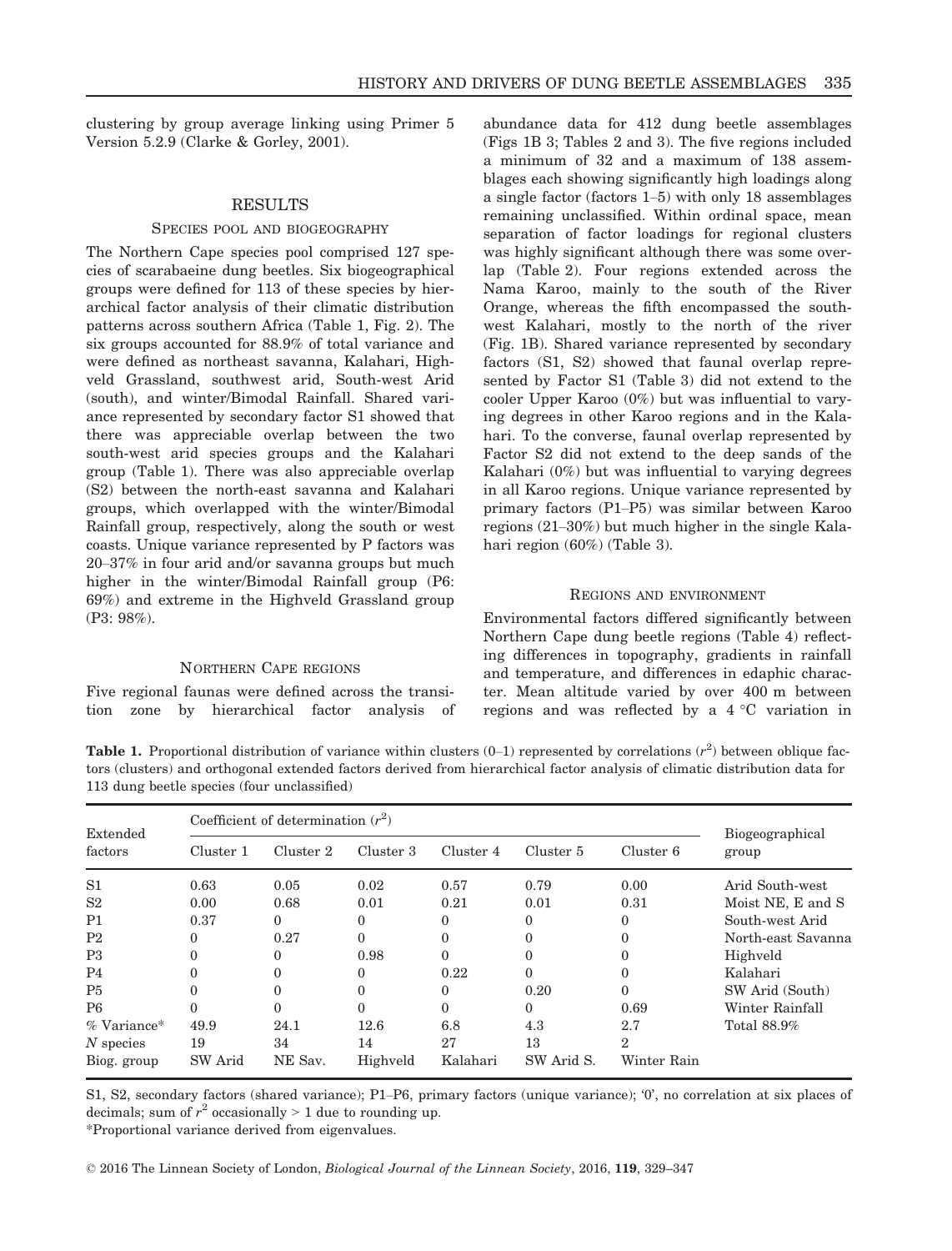clustering by group average linking using Primer 5 Version 5.2.9 (Clarke & Gorley, 2001).

## RESULTS

### SPECIES POOL AND BIOGEOGRAPHY

The Northern Cape species pool comprised 127 species of scarabaeine dung beetles. Six biogeographical groups were defined for 113 of these species by hierarchical factor analysis of their climatic distribution patterns across southern Africa (Table 1, Fig. 2). The six groups accounted for 88.9% of total variance and were defined as northeast savanna, Kalahari, Highveld Grassland, southwest arid, South-west Arid (south), and winter/Bimodal Rainfall. Shared variance represented by secondary factor S1 showed that there was appreciable overlap between the two south-west arid species groups and the Kalahari group (Table 1). There was also appreciable overlap (S2) between the north-east savanna and Kalahari groups, which overlapped with the winter/Bimodal Rainfall group, respectively, along the south or west coasts. Unique variance represented by P factors was 20–37% in four arid and/or savanna groups but much higher in the winter/Bimodal Rainfall group (P6: 69%) and extreme in the Highveld Grassland group (P3: 98%).

### NORTHERN CAPE REGIONS

Five regional faunas were defined across the transition zone by hierarchical factor analysis of abundance data for 412 dung beetle assemblages (Figs 1B 3; Tables 2 and 3). The five regions included a minimum of 32 and a maximum of 138 assemblages each showing significantly high loadings along a single factor (factors 1–5) with only 18 assemblages remaining unclassified. Within ordinal space, mean separation of factor loadings for regional clusters was highly significant although there was some overlap (Table 2). Four regions extended across the Nama Karoo, mainly to the south of the River Orange, whereas the fifth encompassed the southwest Kalahari, mostly to the north of the river (Fig. 1B). Shared variance represented by secondary factors (S1, S2) showed that faunal overlap represented by Factor S1 (Table 3) did not extend to the cooler Upper Karoo (0%) but was influential to varying degrees in other Karoo regions and in the Kalahari. To the converse, faunal overlap represented by Factor S2 did not extend to the deep sands of the Kalahari (0%) but was influential to varying degrees in all Karoo regions. Unique variance represented by primary factors (P1–P5) was similar between Karoo regions (21–30%) but much higher in the single Kalahari region (60%) (Table 3).

### REGIONS AND ENVIRONMENT

Environmental factors differed significantly between Northern Cape dung beetle regions (Table 4) reflecting differences in topography, gradients in rainfall and temperature, and differences in edaphic character. Mean altitude varied by over 400 m between regions and was reflected by a 4 °C variation in

**Table 1.** Proportional distribution of variance within clusters (0–1) represented by correlations ($r^2$) between oblique factors (clusters) and orthogonal extended factors derived from hierarchical factor analysis of climatic distribution data for 113 dung beetle species (four unclassified)

| Extended factors | Coefficient of determination ($r^2$) | | | | | | Biogeographical group |
|---|---|---|---|---|---|---|---|
| | Cluster 1 | Cluster 2 | Cluster 3 | Cluster 4 | Cluster 5 | Cluster 6 | |
| S1 | 0.63 | 0.05 | 0.02 | 0.57 | 0.79 | 0.00 | Arid South-west |
| S2 | 0.00 | 0.68 | 0.01 | 0.21 | 0.01 | 0.31 | Moist NE, E and S |
| P1 | 0.37 | 0 | 0 | 0 | 0 | 0 | South-west Arid |
| P2 | 0 | 0.27 | 0 | 0 | 0 | 0 | North-east Savanna |
| P3 | 0 | 0 | 0.98 | 0 | 0 | 0 | Highveld |
| P4 | 0 | 0 | 0 | 0.22 | 0 | 0 | Kalahari |
| P5 | 0 | 0 | 0 | 0 | 0.20 | 0 | SW Arid (South) |
| P6 | 0 | 0 | 0 | 0 | 0 | 0.69 | Winter Rainfall |
| % Variance* | 49.9 | 24.1 | 12.6 | 6.8 | 4.3 | 2.7 | Total 88.9% |
| *N* species | 19 | 34 | 14 | 27 | 13 | 2 | |
| Biog. group | SW Arid | NE Sav. | Highveld | Kalahari | SW Arid S. | Winter Rain | |

S1, S2, secondary factors (shared variance); P1–P6, primary factors (unique variance); '0', no correlation at six places of decimals; sum of $r^2$ occasionally > 1 due to rounding up.

*Proportional variance derived from eigenvalues.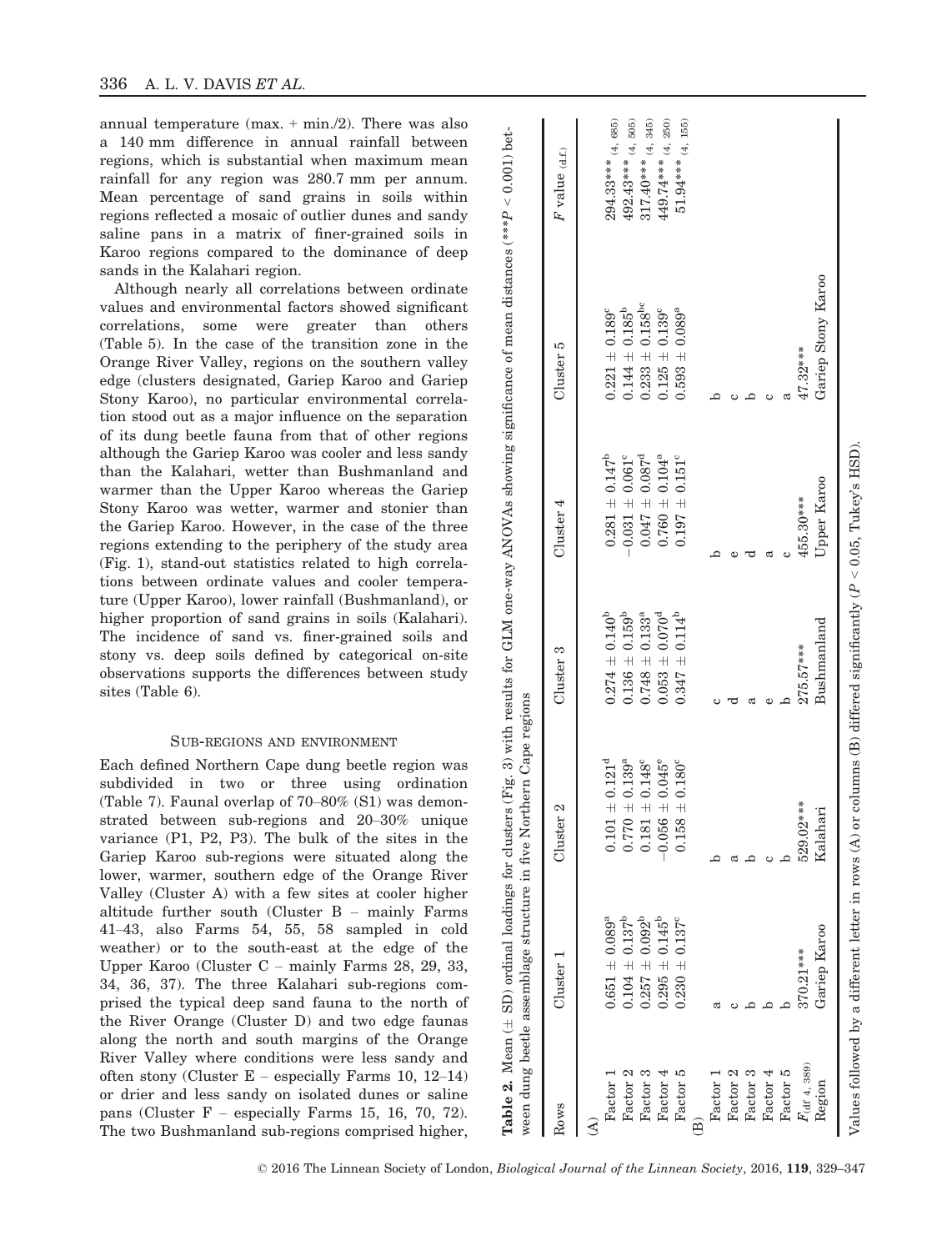annual temperature (max. + min./2). There was also a 140 mm difference in annual rainfall between regions, which is substantial when maximum mean rainfall for any region was 280.7 mm per annum. Mean percentage of sand grains in soils within regions reflected a mosaic of outlier dunes and sandy saline pans in a matrix of finer-grained soils in Karoo regions compared to the dominance of deep sands in the Kalahari region.

Although nearly all correlations between ordinate values and environmental factors showed significant correlations, some were greater than others (Table 5). In the case of the transition zone in the Orange River Valley, regions on the southern valley edge (clusters designated, Gariep Karoo and Gariep Stony Karoo), no particular environmental correlation stood out as a major influence on the separation of its dung beetle fauna from that of other regions although the Gariep Karoo was cooler and less sandy than the Kalahari, wetter than Bushmanland and warmer than the Upper Karoo whereas the Gariep Stony Karoo was wetter, warmer and stonier than the Gariep Karoo. However, in the case of the three regions extending to the periphery of the study area (Fig. 1), stand-out statistics related to high correlations between ordinate values and cooler temperature (Upper Karoo), lower rainfall (Bushmanland), or higher proportion of sand grains in soils (Kalahari). The incidence of sand vs. finer-grained soils and stony vs. deep soils defined by categorical on-site observations supports the differences between study sites (Table 6).

## SUB-REGIONS AND ENVIRONMENT

Each defined Northern Cape dung beetle region was subdivided in two or three using ordination (Table 7). Faunal overlap of 70–80% (S1) was demonstrated between sub-regions and 20–30% unique variance (P1, P2, P3). The bulk of the sites in the Gariep Karoo sub-regions were situated along the lower, warmer, southern edge of the Orange River Valley (Cluster A) with a few sites at cooler higher altitude further south (Cluster B – mainly Farms 41–43, also Farms 54, 55, 58 sampled in cold weather) or to the south-east at the edge of the Upper Karoo (Cluster C – mainly Farms 28, 29, 33, 34, 36, 37). The three Kalahari sub-regions comprised the typical deep sand fauna to the north of the River Orange (Cluster D) and two edge faunas along the north and south margins of the Orange River Valley where conditions were less sandy and often stony (Cluster E – especially Farms 10, 12–14) or drier and less sandy on isolated dunes or saline pans (Cluster F – especially Farms 15, 16, 70, 72). The two Bushmanland sub-regions comprised higher,

**Table 2.** Mean (± SD) ordinal loadings for clusters (Fig. 3) with results for GLM one-way ANOVAs showing significance of mean distances (***$P < 0.001$) between dung beetle assemblage structure in five Northern Cape regions

| Rows | Cluster 1 | Cluster 2 | Cluster 3 | Cluster 4 | Cluster 5 | $F$ value $_{(d.f.)}$ |
|---|---|---|---|---|---|---|
| (A) | | | | | | |
| Factor 1 | $0.651 \pm 0.089^{a}$ | $0.101 \pm 0.121^{d}$ | $0.274 \pm 0.140^{b}$ | $0.281 \pm 0.147^{b}$ | $0.221 \pm 0.189^{c}$ | $294.33^{***}{}_{(4,\ 685)}$ |
| Factor 2 | $0.104 \pm 0.137^{b}$ | $0.770 \pm 0.139^{a}$ | $0.136 \pm 0.159^{b}$ | $-0.031 \pm 0.061^{c}$ | $0.144 \pm 0.185^{b}$ | $492.43^{***}{}_{(4,\ 505)}$ |
| Factor 3 | $0.257 \pm 0.092^{b}$ | $0.181 \pm 0.148^{c}$ | $0.748 \pm 0.133^{a}$ | $0.047 \pm 0.087^{d}$ | $0.233 \pm 0.158^{bc}$ | $317.40^{***}{}_{(4,\ 345)}$ |
| Factor 4 | $0.295 \pm 0.145^{b}$ | $-0.056 \pm 0.045^{e}$ | $0.053 \pm 0.070^{d}$ | $0.760 \pm 0.104^{a}$ | $0.125 \pm 0.139^{c}$ | $449.74^{***}{}_{(4,\ 250)}$ |
| Factor 5 | $0.230 \pm 0.137^{c}$ | $0.158 \pm 0.180^{c}$ | $0.347 \pm 0.114^{b}$ | $0.197 \pm 0.151^{c}$ | $0.593 \pm 0.089^{a}$ | $51.94^{***}{}_{(4,\ 155)}$ |
| (B) | | | | | | |
| Factor 1 | a | b | c | b | b | |
| Factor 2 | c | a | d | e | c | |
| Factor 3 | b | b | a | d | b | |
| Factor 4 | b | c | e | a | c | |
| Factor 5 | b | b | b | c | a | |
| $F_{(df\ 4,\ 389)}$ | 370.21*** | 529.02*** | 275.57*** | 455.30*** | 47.32*** | |
| Region | Gariep Karoo | Kalahari | Bushmanland | Upper Karoo | Gariep Stony Karoo | |

Values followed by a different letter in rows (A) or columns (B) differed significantly ($P < 0.05$, Tukey's HSD).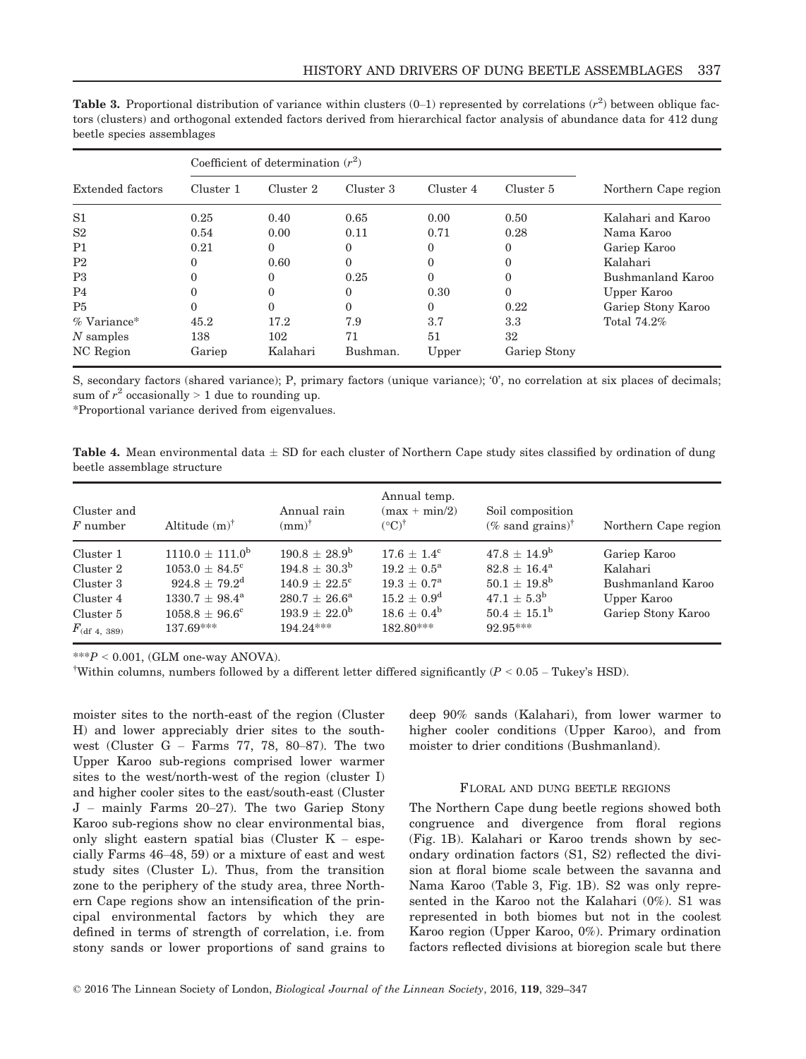**Table 3.** Proportional distribution of variance within clusters (0–1) represented by correlations ($r^2$) between oblique factors (clusters) and orthogonal extended factors derived from hierarchical factor analysis of abundance data for 412 dung beetle species assemblages

| Extended factors | Coefficient of determination ($r^2$) | | | | | Northern Cape region |
|---|---|---|---|---|---|---|
| | Cluster 1 | Cluster 2 | Cluster 3 | Cluster 4 | Cluster 5 | |
| S1 | 0.25 | 0.40 | 0.65 | 0.00 | 0.50 | Kalahari and Karoo |
| S2 | 0.54 | 0.00 | 0.11 | 0.71 | 0.28 | Nama Karoo |
| P1 | 0.21 | 0 | 0 | 0 | 0 | Gariep Karoo |
| P2 | 0 | 0.60 | 0 | 0 | 0 | Kalahari |
| P3 | 0 | 0 | 0.25 | 0 | 0 | Bushmanland Karoo |
| P4 | 0 | 0 | 0 | 0.30 | 0 | Upper Karoo |
| P5 | 0 | 0 | 0 | 0 | 0.22 | Gariep Stony Karoo |
| % Variance* | 45.2 | 17.2 | 7.9 | 3.7 | 3.3 | Total 74.2% |
| *N* samples | 138 | 102 | 71 | 51 | 32 | |
| NC Region | Gariep | Kalahari | Bushman. | Upper | Gariep Stony | |

S, secondary factors (shared variance); P, primary factors (unique variance); '0', no correlation at six places of decimals; sum of $r^2$ occasionally > 1 due to rounding up.

*Proportional variance derived from eigenvalues.

**Table 4.** Mean environmental data ± SD for each cluster of Northern Cape study sites classified by ordination of dung beetle assemblage structure

| Cluster and *F* number | Altitude (m)[†] | Annual rain (mm)[†] | Annual temp. (max + min/2) (°C)[†] | Soil composition (% sand grains)[†] | Northern Cape region |
|---|---|---|---|---|---|
| Cluster 1 | 1110.0 ± 111.0[b] | 190.8 ± 28.9[b] | 17.6 ± 1.4[c] | 47.8 ± 14.9[b] | Gariep Karoo |
| Cluster 2 | 1053.0 ± 84.5[c] | 194.8 ± 30.3[b] | 19.2 ± 0.5[a] | 82.8 ± 16.4[a] | Kalahari |
| Cluster 3 | 924.8 ± 79.2[d] | 140.9 ± 22.5[c] | 19.3 ± 0.7[a] | 50.1 ± 19.8[b] | Bushmanland Karoo |
| Cluster 4 | 1330.7 ± 98.4[a] | 280.7 ± 26.6[a] | 15.2 ± 0.9[d] | 47.1 ± 5.3[b] | Upper Karoo |
| Cluster 5 | 1058.8 ± 96.6[c] | 193.9 ± 22.0[b] | 18.6 ± 0.4[b] | 50.4 ± 15.1[b] | Gariep Stony Karoo |
| $F_{(\text{df } 4,\ 389)}$ | 137.69*** | 194.24*** | 182.80*** | 92.95*** | |

***$P < 0.001$, (GLM one-way ANOVA).

[†]Within columns, numbers followed by a different letter differed significantly ($P < 0.05$ – Tukey's HSD).

moister sites to the north-east of the region (Cluster H) and lower appreciably drier sites to the south-west (Cluster G – Farms 77, 78, 80–87). The two Upper Karoo sub-regions comprised lower warmer sites to the west/north-west of the region (cluster I) and higher cooler sites to the east/south-east (Cluster J – mainly Farms 20–27). The two Gariep Stony Karoo sub-regions show no clear environmental bias, only slight eastern spatial bias (Cluster K – especially Farms 46–48, 59) or a mixture of east and west study sites (Cluster L). Thus, from the transition zone to the periphery of the study area, three Northern Cape regions show an intensification of the principal environmental factors by which they are defined in terms of strength of correlation, i.e. from stony sands or lower proportions of sand grains to deep 90% sands (Kalahari), from lower warmer to higher cooler conditions (Upper Karoo), and from moister to drier conditions (Bushmanland).

## Floral and dung beetle regions

The Northern Cape dung beetle regions showed both congruence and divergence from floral regions (Fig. 1B). Kalahari or Karoo trends shown by secondary ordination factors (S1, S2) reflected the division at floral biome scale between the savanna and Nama Karoo (Table 3, Fig. 1B). S2 was only represented in the Karoo not the Kalahari (0%). S1 was represented in both biomes but not in the coolest Karoo region (Upper Karoo, 0%). Primary ordination factors reflected divisions at bioregion scale but there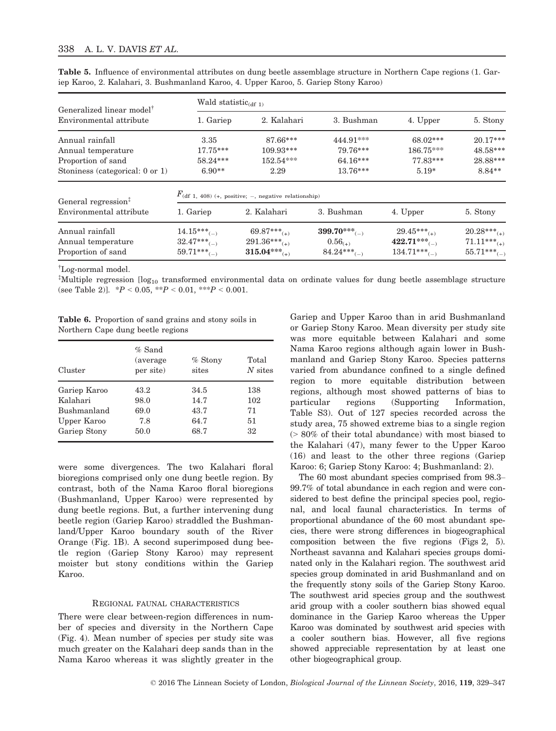**Table 5.** Influence of environmental attributes on dung beetle assemblage structure in Northern Cape regions (1. Gariep Karoo, 2. Kalahari, 3. Bushmanland Karoo, 4. Upper Karoo, 5. Gariep Stony Karoo)

| Generalized linear model† Environmental attribute | Wald statistic$_{(df\ 1)}$ 1. Gariep | 2. Kalahari | 3. Bushman | 4. Upper | 5. Stony |
|---|---|---|---|---|---|
| Annual rainfall | 3.35 | 87.66*** | 444.91*** | 68.02*** | 20.17*** |
| Annual temperature | 17.75*** | 109.93*** | 79.76*** | 186.75*** | 48.58*** |
| Proportion of sand | 58.24*** | 152.54*** | 64.16*** | 77.83*** | 28.88*** |
| Stoniness (categorical: 0 or 1) | 6.90** | 2.29 | 13.76*** | 5.19* | 8.84** |

| General regression‡ Environmental attribute | $F_{(df\ 1,\ 408)}$ (+, positive; −, negative relationship) 1. Gariep | 2. Kalahari | 3. Bushman | 4. Upper | 5. Stony |
|---|---|---|---|---|---|
| Annual rainfall | 14.15***$_{(-)}$ | 69.87***$_{(+)}$ | **399.70*****$_{(-)}$ | 29.45***$_{(+)}$ | 20.28***$_{(+)}$ |
| Annual temperature | 32.47***$_{(-)}$ | 291.36***$_{(+)}$ | 0.56$_{(+)}$ | **422.71*****$_{(-)}$ | 71.11***$_{(+)}$ |
| Proportion of sand | 59.71***$_{(-)}$ | **315.04*****$_{(+)}$ | 84.24***$_{(-)}$ | 134.71***$_{(-)}$ | 55.71***$_{(-)}$ |

†Log-normal model.

‡Multiple regression [$\log_{10}$ transformed environmental data on ordinate values for dung beetle assemblage structure (see Table 2)]. *$P < 0.05$, **$P < 0.01$, ***$P < 0.001$.

**Table 6.** Proportion of sand grains and stony soils in Northern Cape dung beetle regions

| Cluster | % Sand (average per site) | % Stony sites | Total $N$ sites |
|---|---|---|---|
| Gariep Karoo | 43.2 | 34.5 | 138 |
| Kalahari | 98.0 | 14.7 | 102 |
| Bushmanland | 69.0 | 43.7 | 71 |
| Upper Karoo | 7.8 | 64.7 | 51 |
| Gariep Stony | 50.0 | 68.7 | 32 |

were some divergences. The two Kalahari floral bioregions comprised only one dung beetle region. By contrast, both of the Nama Karoo floral bioregions (Bushmanland, Upper Karoo) were represented by dung beetle regions. But, a further intervening dung beetle region (Gariep Karoo) straddled the Bushmanland/Upper Karoo boundary south of the River Orange (Fig. 1B). A second superimposed dung beetle region (Gariep Stony Karoo) may represent moister but stony conditions within the Gariep Karoo.

### Regional faunal characteristics

There were clear between-region differences in number of species and diversity in the Northern Cape (Fig. 4). Mean number of species per study site was much greater on the Kalahari deep sands than in the Nama Karoo whereas it was slightly greater in the Gariep and Upper Karoo than in arid Bushmanland or Gariep Stony Karoo. Mean diversity per study site was more equitable between Kalahari and some Nama Karoo regions although again lower in Bushmanland and Gariep Stony Karoo. Species patterns varied from abundance confined to a single defined region to more equitable distribution between regions, although most showed patterns of bias to particular regions (Supporting Information, Table S3). Out of 127 species recorded across the study area, 75 showed extreme bias to a single region (> 80% of their total abundance) with most biased to the Kalahari (47), many fewer to the Upper Karoo (16) and least to the other three regions (Gariep Karoo: 6; Gariep Stony Karoo: 4; Bushmanland: 2).

The 60 most abundant species comprised from 98.3–99.7% of total abundance in each region and were considered to best define the principal species pool, regional, and local faunal characteristics. In terms of proportional abundance of the 60 most abundant species, there were strong differences in biogeographical composition between the five regions (Figs 2, 5). Northeast savanna and Kalahari species groups dominated only in the Kalahari region. The southwest arid species group dominated in arid Bushmanland and on the frequently stony soils of the Gariep Stony Karoo. The southwest arid species group and the southwest arid group with a cooler southern bias showed equal dominance in the Gariep Karoo whereas the Upper Karoo was dominated by southwest arid species with a cooler southern bias. However, all five regions showed appreciable representation by at least one other biogeographical group.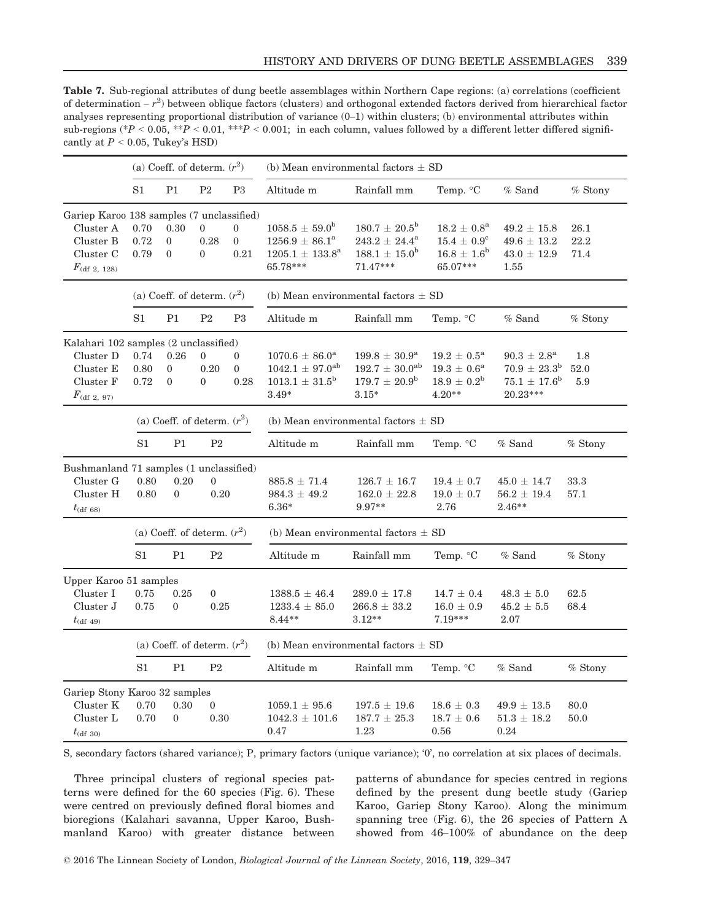**Table 7.** Sub-regional attributes of dung beetle assemblages within Northern Cape regions: (a) correlations (coefficient of determination – $r^2$) between oblique factors (clusters) and orthogonal extended factors derived from hierarchical factor analyses representing proportional distribution of variance (0–1) within clusters; (b) environmental attributes within sub-regions (\*$P < 0.05$, \*\*$P < 0.01$, \*\*\*$P < 0.001$; in each column, values followed by a different letter differed significantly at $P < 0.05$, Tukey's HSD)

| | (a) Coeff. of determ. ($r^2$) | | | | (b) Mean environmental factors ± SD | | | | |
|---|---|---|---|---|---|---|---|---|---|
| | S1 | P1 | P2 | P3 | Altitude m | Rainfall mm | Temp. °C | % Sand | % Stony |
| Gariep Karoo 138 samples (7 unclassified) | | | | | | | | | |
| Cluster A | 0.70 | 0.30 | 0 | 0 | $1058.5 \pm 59.0^{b}$ | $180.7 \pm 20.5^{b}$ | $18.2 \pm 0.8^{a}$ | $49.2 \pm 15.8$ | 26.1 |
| Cluster B | 0.72 | 0 | 0.28 | 0 | $1256.9 \pm 86.1^{a}$ | $243.2 \pm 24.4^{a}$ | $15.4 \pm 0.9^{c}$ | $49.6 \pm 13.2$ | 22.2 |
| Cluster C | 0.79 | 0 | 0 | 0.21 | $1205.1 \pm 133.8^{a}$ | $188.1 \pm 15.0^{b}$ | $16.8 \pm 1.6^{b}$ | $43.0 \pm 12.9$ | 71.4 |
| $F_{(df\ 2,\ 128)}$ | | | | | 65.78\*\*\* | 71.47\*\*\* | 65.07\*\*\* | 1.55 | |
| Kalahari 102 samples (2 unclassified) | | | | | | | | | |
| Cluster D | 0.74 | 0.26 | 0 | 0 | $1070.6 \pm 86.0^{a}$ | $199.8 \pm 30.9^{a}$ | $19.2 \pm 0.5^{a}$ | $90.3 \pm 2.8^{a}$ | 1.8 |
| Cluster E | 0.80 | 0 | 0.20 | 0 | $1042.1 \pm 97.0^{ab}$ | $192.7 \pm 30.0^{ab}$ | $19.3 \pm 0.6^{a}$ | $70.9 \pm 23.3^{b}$ | 52.0 |
| Cluster F | 0.72 | 0 | 0 | 0.28 | $1013.1 \pm 31.5^{b}$ | $179.7 \pm 20.9^{b}$ | $18.9 \pm 0.2^{b}$ | $75.1 \pm 17.6^{b}$ | 5.9 |
| $F_{(df\ 2,\ 97)}$ | | | | | 3.49\* | 3.15\* | 4.20\*\* | 20.23\*\*\* | |
| Bushmanland 71 samples (1 unclassified) | | | | | | | | | |
| Cluster G | 0.80 | 0.20 | 0 | | $885.8 \pm 71.4$ | $126.7 \pm 16.7$ | $19.4 \pm 0.7$ | $45.0 \pm 14.7$ | 33.3 |
| Cluster H | 0.80 | 0 | 0.20 | | $984.3 \pm 49.2$ | $162.0 \pm 22.8$ | $19.0 \pm 0.7$ | $56.2 \pm 19.4$ | 57.1 |
| $t_{(df\ 68)}$ | | | | | 6.36\* | 9.97\*\* | 2.76 | 2.46\*\* | |
| Upper Karoo 51 samples | | | | | | | | | |
| Cluster I | 0.75 | 0.25 | 0 | | $1388.5 \pm 46.4$ | $289.0 \pm 17.8$ | $14.7 \pm 0.4$ | $48.3 \pm 5.0$ | 62.5 |
| Cluster J | 0.75 | 0 | 0.25 | | $1233.4 \pm 85.0$ | $266.8 \pm 33.2$ | $16.0 \pm 0.9$ | $45.2 \pm 5.5$ | 68.4 |
| $t_{(df\ 49)}$ | | | | | 8.44\*\* | 3.12\*\* | 7.19\*\*\* | 2.07 | |
| Gariep Stony Karoo 32 samples | | | | | | | | | |
| Cluster K | 0.70 | 0.30 | 0 | | $1059.1 \pm 95.6$ | $197.5 \pm 19.6$ | $18.6 \pm 0.3$ | $49.9 \pm 13.5$ | 80.0 |
| Cluster L | 0.70 | 0 | 0.30 | | $1042.3 \pm 101.6$ | $187.7 \pm 25.3$ | $18.7 \pm 0.6$ | $51.3 \pm 18.2$ | 50.0 |
| $t_{(df\ 30)}$ | | | | | 0.47 | 1.23 | 0.56 | 0.24 | |

S, secondary factors (shared variance); P, primary factors (unique variance); '0', no correlation at six places of decimals.

Three principal clusters of regional species patterns were defined for the 60 species (Fig. 6). These were centred on previously defined floral biomes and bioregions (Kalahari savanna, Upper Karoo, Bushmanland Karoo) with greater distance between patterns of abundance for species centred in regions defined by the present dung beetle study (Gariep Karoo, Gariep Stony Karoo). Along the minimum spanning tree (Fig. 6), the 26 species of Pattern A showed from 46–100% of abundance on the deep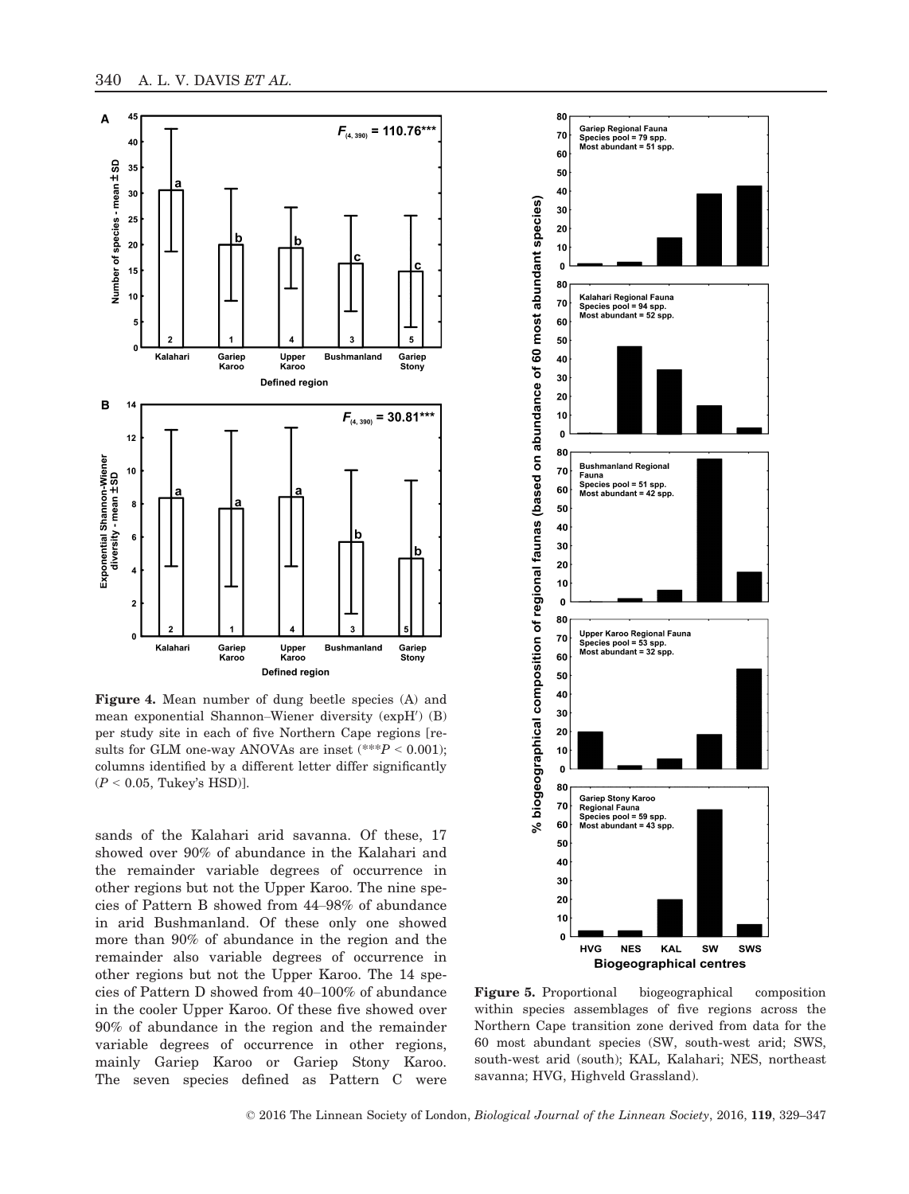**Figure 4.** Mean number of dung beetle species (A) and mean exponential Shannon–Wiener diversity (expH′) (B) per study site in each of five Northern Cape regions [results for GLM one-way ANOVAs are inset (***$P < 0.001$); columns identified by a different letter differ significantly ($P < 0.05$, Tukey's HSD)].

**Figure 5.** Proportional biogeographical composition within species assemblages of five regions across the Northern Cape transition zone derived from data for the 60 most abundant species (SW, south-west arid; SWS, south-west arid (south); KAL, Kalahari; NES, northeast savanna; HVG, Highveld Grassland).

sands of the Kalahari arid savanna. Of these, 17 showed over 90% of abundance in the Kalahari and the remainder variable degrees of occurrence in other regions but not the Upper Karoo. The nine species of Pattern B showed from 44–98% of abundance in arid Bushmanland. Of these only one showed more than 90% of abundance in the region and the remainder also variable degrees of occurrence in other regions but not the Upper Karoo. The 14 species of Pattern D showed from 40–100% of abundance in the cooler Upper Karoo. Of these five showed over 90% of abundance in the region and the remainder variable degrees of occurrence in other regions, mainly Gariep Karoo or Gariep Stony Karoo. The seven species defined as Pattern C were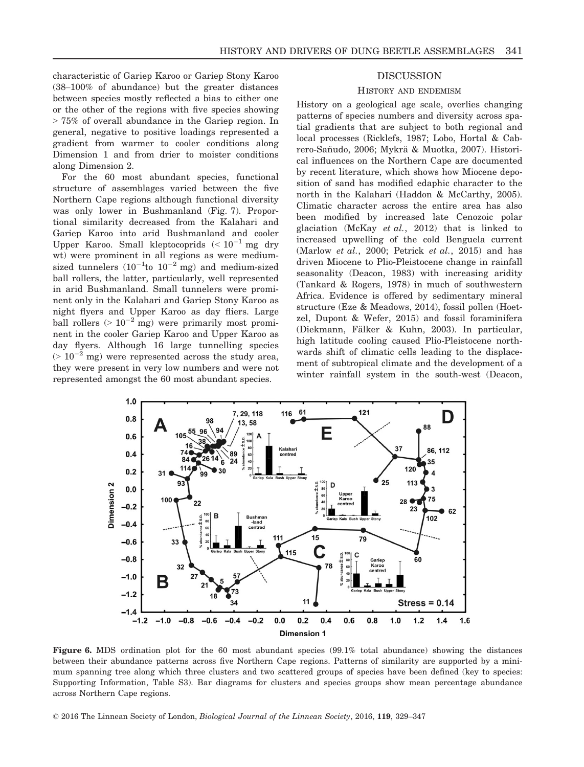characteristic of Gariep Karoo or Gariep Stony Karoo (38–100% of abundance) but the greater distances between species mostly reflected a bias to either one or the other of the regions with five species showing > 75% of overall abundance in the Gariep region. In general, negative to positive loadings represented a gradient from warmer to cooler conditions along Dimension 1 and from drier to moister conditions along Dimension 2.

For the 60 most abundant species, functional structure of assemblages varied between the five Northern Cape regions although functional diversity was only lower in Bushmanland (Fig. 7). Proportional similarity decreased from the Kalahari and Gariep Karoo into arid Bushmanland and cooler Upper Karoo. Small kleptocoprids ($< 10^{-1}$ mg dry wt) were prominent in all regions as were medium-sized tunnelers ($10^{-1}$to $10^{-2}$ mg) and medium-sized ball rollers, the latter, particularly, well represented in arid Bushmanland. Small tunnelers were prominent only in the Kalahari and Gariep Stony Karoo as night flyers and Upper Karoo as day fliers. Large ball rollers ($> 10^{-2}$ mg) were primarily most prominent in the cooler Gariep Karoo and Upper Karoo as day flyers. Although 16 large tunnelling species ($> 10^{-2}$ mg) were represented across the study area, they were present in very low numbers and were not represented amongst the 60 most abundant species.

## DISCUSSION

### HISTORY AND ENDEMISM

History on a geological age scale, overlies changing patterns of species numbers and diversity across spatial gradients that are subject to both regional and local processes (Ricklefs, 1987; Lobo, Hortal & Cabrero-Sañudo, 2006; Mykrä & Muotka, 2007). Historical influences on the Northern Cape are documented by recent literature, which shows how Miocene deposition of sand has modified edaphic character to the north in the Kalahari (Haddon & McCarthy, 2005). Climatic character across the entire area has also been modified by increased late Cenozoic polar glaciation (McKay *et al.*, 2012) that is linked to increased upwelling of the cold Benguela current (Marlow *et al.*, 2000; Petrick *et al.*, 2015) and has driven Miocene to Plio-Pleistocene change in rainfall seasonality (Deacon, 1983) with increasing aridity (Tankard & Rogers, 1978) in much of southwestern Africa. Evidence is offered by sedimentary mineral structure (Eze & Meadows, 2014), fossil pollen (Hoetzel, Dupont & Wefer, 2015) and fossil foraminifera (Diekmann, Fälker & Kuhn, 2003). In particular, high latitude cooling caused Plio-Pleistocene northwards shift of climatic cells leading to the displacement of subtropical climate and the development of a winter rainfall system in the south-west (Deacon,

**Figure 6.** MDS ordination plot for the 60 most abundant species (99.1% total abundance) showing the distances between their abundance patterns across five Northern Cape regions. Patterns of similarity are supported by a minimum spanning tree along which three clusters and two scattered groups of species have been defined (key to species: Supporting Information, Table S3). Bar diagrams for clusters and species groups show mean percentage abundance across Northern Cape regions.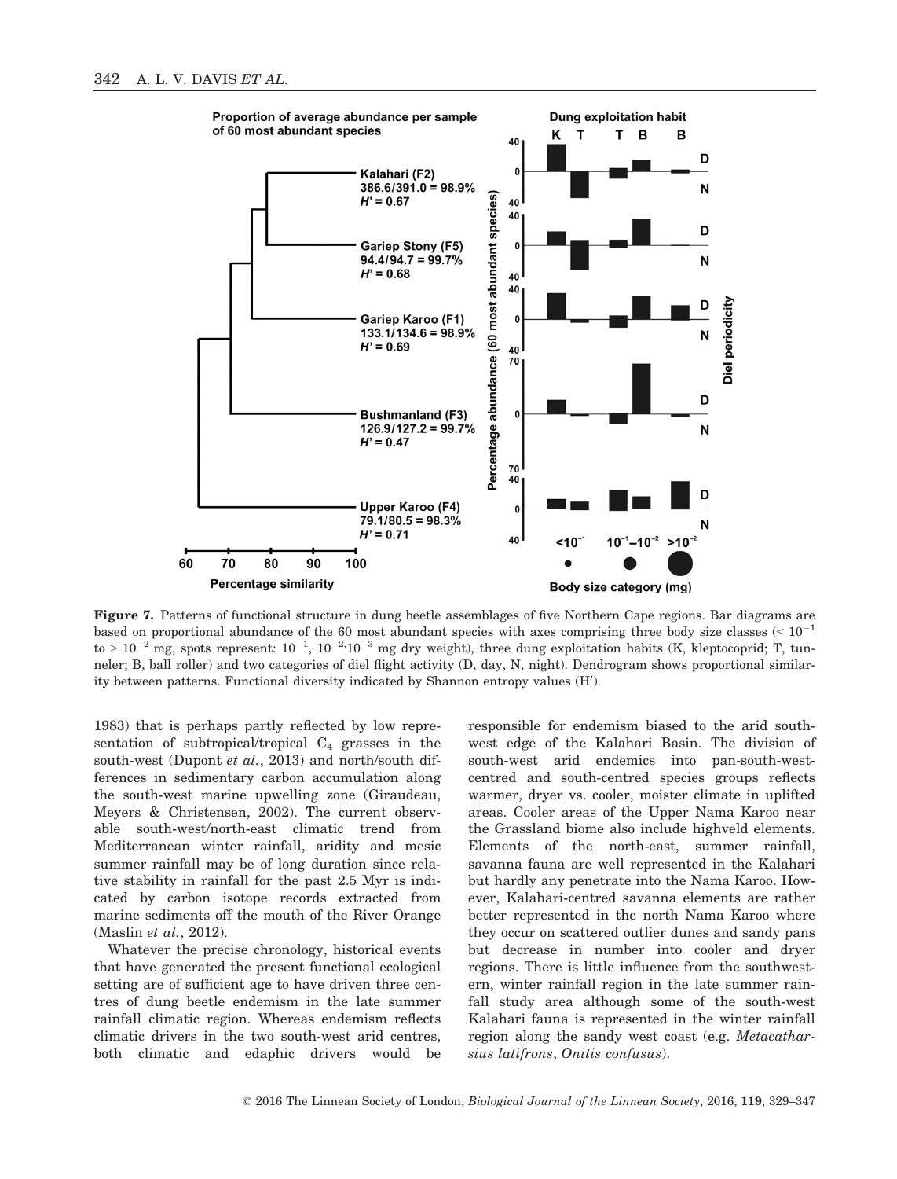**Figure 7.** Patterns of functional structure in dung beetle assemblages of five Northern Cape regions. Bar diagrams are based on proportional abundance of the 60 most abundant species with axes comprising three body size classes (< $10^{-1}$ to > $10^{-2}$ mg, spots represent: $10^{-1}$, $10^{-2}$-$10^{-3}$ mg dry weight), three dung exploitation habits (K, kleptocoprid; T, tunneler; B, ball roller) and two categories of diel flight activity (D, day, N, night). Dendrogram shows proportional similarity between patterns. Functional diversity indicated by Shannon entropy values (H′).

1983) that is perhaps partly reflected by low representation of subtropical/tropical $C_4$ grasses in the south-west (Dupont *et al.*, 2013) and north/south differences in sedimentary carbon accumulation along the south-west marine upwelling zone (Giraudeau, Meyers & Christensen, 2002). The current observable south-west/north-east climatic trend from Mediterranean winter rainfall, aridity and mesic summer rainfall may be of long duration since relative stability in rainfall for the past 2.5 Myr is indicated by carbon isotope records extracted from marine sediments off the mouth of the River Orange (Maslin *et al.*, 2012).

Whatever the precise chronology, historical events that have generated the present functional ecological setting are of sufficient age to have driven three centres of dung beetle endemism in the late summer rainfall climatic region. Whereas endemism reflects climatic drivers in the two south-west arid centres, both climatic and edaphic drivers would be responsible for endemism biased to the arid south-west edge of the Kalahari Basin. The division of south-west arid endemics into pan-south-west-centred and south-centred species groups reflects warmer, dryer vs. cooler, moister climate in uplifted areas. Cooler areas of the Upper Nama Karoo near the Grassland biome also include highveld elements. Elements of the north-east, summer rainfall, savanna fauna are well represented in the Kalahari but hardly any penetrate into the Nama Karoo. However, Kalahari-centred savanna elements are rather better represented in the north Nama Karoo where they occur on scattered outlier dunes and sandy pans but decrease in number into cooler and dryer regions. There is little influence from the southwestern, winter rainfall region in the late summer rainfall study area although some of the south-west Kalahari fauna is represented in the winter rainfall region along the sandy west coast (e.g. *Metacatharsius latifrons*, *Onitis confusus*).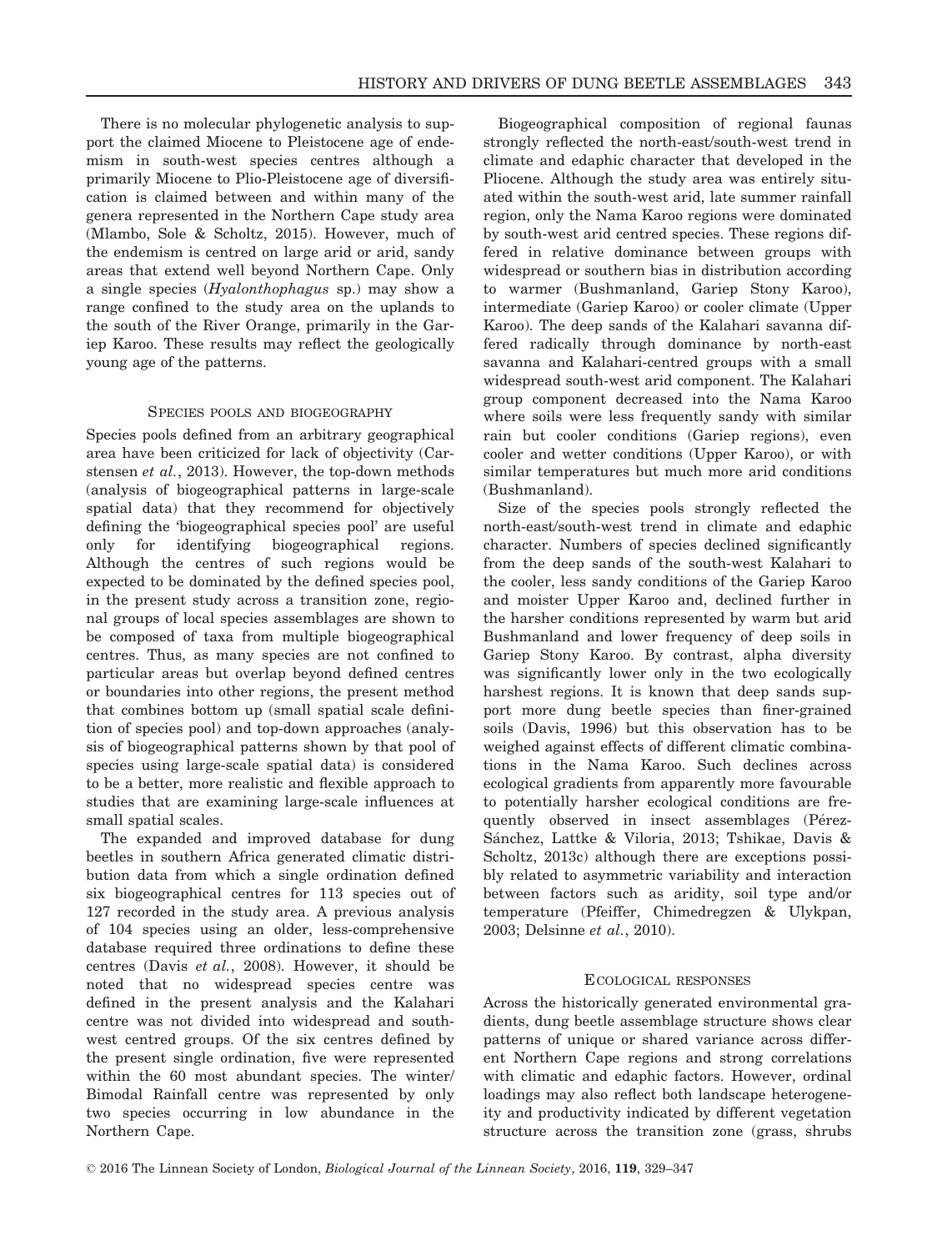There is no molecular phylogenetic analysis to support the claimed Miocene to Pleistocene age of endemism in south-west species centres although a primarily Miocene to Plio-Pleistocene age of diversification is claimed between and within many of the genera represented in the Northern Cape study area (Mlambo, Sole & Scholtz, 2015). However, much of the endemism is centred on large arid or arid, sandy areas that extend well beyond Northern Cape. Only a single species (*Hyalonthophagus* sp.) may show a range confined to the study area on the uplands to the south of the River Orange, primarily in the Gariep Karoo. These results may reflect the geologically young age of the patterns.

## SPECIES POOLS AND BIOGEOGRAPHY

Species pools defined from an arbitrary geographical area have been criticized for lack of objectivity (Carstensen *et al.*, 2013). However, the top-down methods (analysis of biogeographical patterns in large-scale spatial data) that they recommend for objectively defining the 'biogeographical species pool' are useful only for identifying biogeographical regions. Although the centres of such regions would be expected to be dominated by the defined species pool, in the present study across a transition zone, regional groups of local species assemblages are shown to be composed of taxa from multiple biogeographical centres. Thus, as many species are not confined to particular areas but overlap beyond defined centres or boundaries into other regions, the present method that combines bottom up (small spatial scale definition of species pool) and top-down approaches (analysis of biogeographical patterns shown by that pool of species using large-scale spatial data) is considered to be a better, more realistic and flexible approach to studies that are examining large-scale influences at small spatial scales.

The expanded and improved database for dung beetles in southern Africa generated climatic distribution data from which a single ordination defined six biogeographical centres for 113 species out of 127 recorded in the study area. A previous analysis of 104 species using an older, less-comprehensive database required three ordinations to define these centres (Davis *et al.*, 2008). However, it should be noted that no widespread species centre was defined in the present analysis and the Kalahari centre was not divided into widespread and south-west centred groups. Of the six centres defined by the present single ordination, five were represented within the 60 most abundant species. The winter/Bimodal Rainfall centre was represented by only two species occurring in low abundance in the Northern Cape.

Biogeographical composition of regional faunas strongly reflected the north-east/south-west trend in climate and edaphic character that developed in the Pliocene. Although the study area was entirely situated within the south-west arid, late summer rainfall region, only the Nama Karoo regions were dominated by south-west arid centred species. These regions differed in relative dominance between groups with widespread or southern bias in distribution according to warmer (Bushmanland, Gariep Stony Karoo), intermediate (Gariep Karoo) or cooler climate (Upper Karoo). The deep sands of the Kalahari savanna differed radically through dominance by north-east savanna and Kalahari-centred groups with a small widespread south-west arid component. The Kalahari group component decreased into the Nama Karoo where soils were less frequently sandy with similar rain but cooler conditions (Gariep regions), even cooler and wetter conditions (Upper Karoo), or with similar temperatures but much more arid conditions (Bushmanland).

Size of the species pools strongly reflected the north-east/south-west trend in climate and edaphic character. Numbers of species declined significantly from the deep sands of the south-west Kalahari to the cooler, less sandy conditions of the Gariep Karoo and moister Upper Karoo and, declined further in the harsher conditions represented by warm but arid Bushmanland and lower frequency of deep soils in Gariep Stony Karoo. By contrast, alpha diversity was significantly lower only in the two ecologically harshest regions. It is known that deep sands support more dung beetle species than finer-grained soils (Davis, 1996) but this observation has to be weighed against effects of different climatic combinations in the Nama Karoo. Such declines across ecological gradients from apparently more favourable to potentially harsher ecological conditions are frequently observed in insect assemblages (Pérez-Sánchez, Lattke & Viloria, 2013; Tshikae, Davis & Scholtz, 2013c) although there are exceptions possibly related to asymmetric variability and interaction between factors such as aridity, soil type and/or temperature (Pfeiffer, Chimedregzen & Ulykpan, 2003; Delsinne *et al.*, 2010).

## ECOLOGICAL RESPONSES

Across the historically generated environmental gradients, dung beetle assemblage structure shows clear patterns of unique or shared variance across different Northern Cape regions and strong correlations with climatic and edaphic factors. However, ordinal loadings may also reflect both landscape heterogeneity and productivity indicated by different vegetation structure across the transition zone (grass, shrubs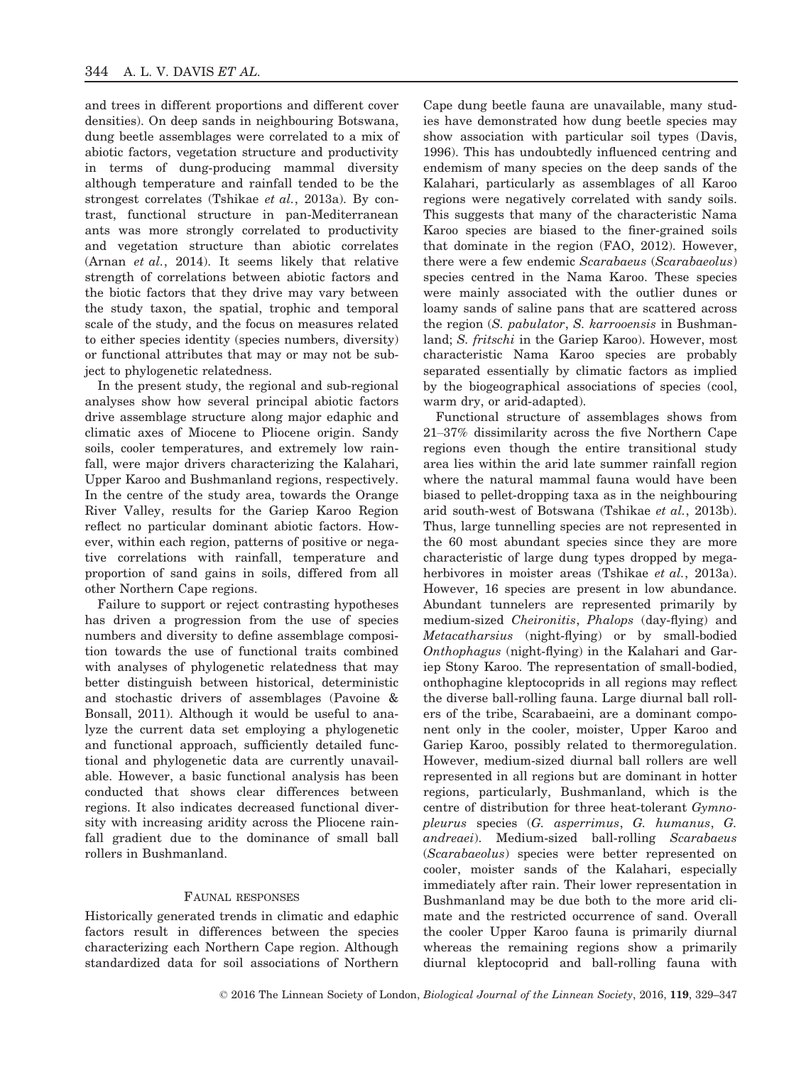and trees in different proportions and different cover densities). On deep sands in neighbouring Botswana, dung beetle assemblages were correlated to a mix of abiotic factors, vegetation structure and productivity in terms of dung-producing mammal diversity although temperature and rainfall tended to be the strongest correlates (Tshikae *et al.*, 2013a). By contrast, functional structure in pan-Mediterranean ants was more strongly correlated to productivity and vegetation structure than abiotic correlates (Arnan *et al.*, 2014). It seems likely that relative strength of correlations between abiotic factors and the biotic factors that they drive may vary between the study taxon, the spatial, trophic and temporal scale of the study, and the focus on measures related to either species identity (species numbers, diversity) or functional attributes that may or may not be subject to phylogenetic relatedness.

In the present study, the regional and sub-regional analyses show how several principal abiotic factors drive assemblage structure along major edaphic and climatic axes of Miocene to Pliocene origin. Sandy soils, cooler temperatures, and extremely low rainfall, were major drivers characterizing the Kalahari, Upper Karoo and Bushmanland regions, respectively. In the centre of the study area, towards the Orange River Valley, results for the Gariep Karoo Region reflect no particular dominant abiotic factors. However, within each region, patterns of positive or negative correlations with rainfall, temperature and proportion of sand gains in soils, differed from all other Northern Cape regions.

Failure to support or reject contrasting hypotheses has driven a progression from the use of species numbers and diversity to define assemblage composition towards the use of functional traits combined with analyses of phylogenetic relatedness that may better distinguish between historical, deterministic and stochastic drivers of assemblages (Pavoine & Bonsall, 2011). Although it would be useful to analyze the current data set employing a phylogenetic and functional approach, sufficiently detailed functional and phylogenetic data are currently unavailable. However, a basic functional analysis has been conducted that shows clear differences between regions. It also indicates decreased functional diversity with increasing aridity across the Pliocene rainfall gradient due to the dominance of small ball rollers in Bushmanland.

## FAUNAL RESPONSES

Historically generated trends in climatic and edaphic factors result in differences between the species characterizing each Northern Cape region. Although standardized data for soil associations of Northern Cape dung beetle fauna are unavailable, many studies have demonstrated how dung beetle species may show association with particular soil types (Davis, 1996). This has undoubtedly influenced centring and endemism of many species on the deep sands of the Kalahari, particularly as assemblages of all Karoo regions were negatively correlated with sandy soils. This suggests that many of the characteristic Nama Karoo species are biased to the finer-grained soils that dominate in the region (FAO, 2012). However, there were a few endemic *Scarabaeus* (*Scarabaeolus*) species centred in the Nama Karoo. These species were mainly associated with the outlier dunes or loamy sands of saline pans that are scattered across the region (*S. pabulator*, *S. karrooensis* in Bushmanland; *S. fritschi* in the Gariep Karoo). However, most characteristic Nama Karoo species are probably separated essentially by climatic factors as implied by the biogeographical associations of species (cool, warm dry, or arid-adapted).

Functional structure of assemblages shows from 21–37% dissimilarity across the five Northern Cape regions even though the entire transitional study area lies within the arid late summer rainfall region where the natural mammal fauna would have been biased to pellet-dropping taxa as in the neighbouring arid south-west of Botswana (Tshikae *et al.*, 2013b). Thus, large tunnelling species are not represented in the 60 most abundant species since they are more characteristic of large dung types dropped by megaherbivores in moister areas (Tshikae *et al.*, 2013a). However, 16 species are present in low abundance. Abundant tunnelers are represented primarily by medium-sized *Cheironitis*, *Phalops* (day-flying) and *Metacatharsius* (night-flying) or by small-bodied *Onthophagus* (night-flying) in the Kalahari and Gariep Stony Karoo. The representation of small-bodied, onthophagine kleptocoprids in all regions may reflect the diverse ball-rolling fauna. Large diurnal ball rollers of the tribe, Scarabaeini, are a dominant component only in the cooler, moister, Upper Karoo and Gariep Karoo, possibly related to thermoregulation. However, medium-sized diurnal ball rollers are well represented in all regions but are dominant in hotter regions, particularly, Bushmanland, which is the centre of distribution for three heat-tolerant *Gymnopleurus* species (*G. asperrimus*, *G. humanus*, *G. andreaei*). Medium-sized ball-rolling *Scarabaeus* (*Scarabaeolus*) species were better represented on cooler, moister sands of the Kalahari, especially immediately after rain. Their lower representation in Bushmanland may be due both to the more arid climate and the restricted occurrence of sand. Overall the cooler Upper Karoo fauna is primarily diurnal whereas the remaining regions show a primarily diurnal kleptocoprid and ball-rolling fauna with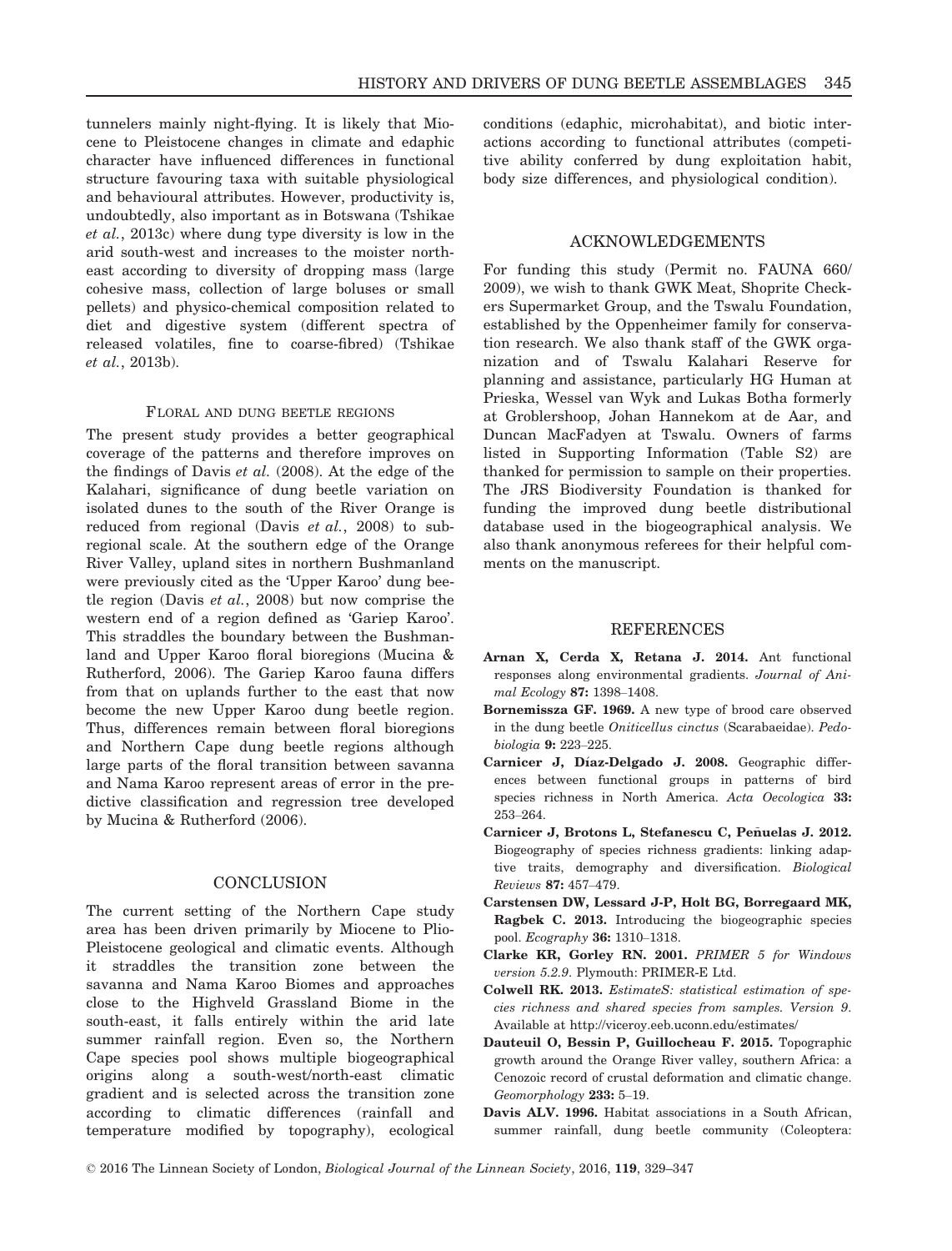tunnelers mainly night-flying. It is likely that Miocene to Pleistocene changes in climate and edaphic character have influenced differences in functional structure favouring taxa with suitable physiological and behavioural attributes. However, productivity is, undoubtedly, also important as in Botswana (Tshikae *et al.*, 2013c) where dung type diversity is low in the arid south-west and increases to the moister north-east according to diversity of dropping mass (large cohesive mass, collection of large boluses or small pellets) and physico-chemical composition related to diet and digestive system (different spectra of released volatiles, fine to coarse-fibred) (Tshikae *et al.*, 2013b).

### FLORAL AND DUNG BEETLE REGIONS

The present study provides a better geographical coverage of the patterns and therefore improves on the findings of Davis *et al.* (2008). At the edge of the Kalahari, significance of dung beetle variation on isolated dunes to the south of the River Orange is reduced from regional (Davis *et al.*, 2008) to sub-regional scale. At the southern edge of the Orange River Valley, upland sites in northern Bushmanland were previously cited as the 'Upper Karoo' dung beetle region (Davis *et al.*, 2008) but now comprise the western end of a region defined as 'Gariep Karoo'. This straddles the boundary between the Bushmanland and Upper Karoo floral bioregions (Mucina & Rutherford, 2006). The Gariep Karoo fauna differs from that on uplands further to the east that now become the new Upper Karoo dung beetle region. Thus, differences remain between floral bioregions and Northern Cape dung beetle regions although large parts of the floral transition between savanna and Nama Karoo represent areas of error in the predictive classification and regression tree developed by Mucina & Rutherford (2006).

## CONCLUSION

The current setting of the Northern Cape study area has been driven primarily by Miocene to Plio-Pleistocene geological and climatic events. Although it straddles the transition zone between the savanna and Nama Karoo Biomes and approaches close to the Highveld Grassland Biome in the south-east, it falls entirely within the arid late summer rainfall region. Even so, the Northern Cape species pool shows multiple biogeographical origins along a south-west/north-east climatic gradient and is selected across the transition zone according to climatic differences (rainfall and temperature modified by topography), ecological conditions (edaphic, microhabitat), and biotic interactions according to functional attributes (competitive ability conferred by dung exploitation habit, body size differences, and physiological condition).

## ACKNOWLEDGEMENTS

For funding this study (Permit no. FAUNA 660/2009), we wish to thank GWK Meat, Shoprite Checkers Supermarket Group, and the Tswalu Foundation, established by the Oppenheimer family for conservation research. We also thank staff of the GWK organization and of Tswalu Kalahari Reserve for planning and assistance, particularly HG Human at Prieska, Wessel van Wyk and Lukas Botha formerly at Groblershoop, Johan Hannekom at de Aar, and Duncan MacFadyen at Tswalu. Owners of farms listed in Supporting Information (Table S2) are thanked for permission to sample on their properties. The JRS Biodiversity Foundation is thanked for funding the improved dung beetle distributional database used in the biogeographical analysis. We also thank anonymous referees for their helpful comments on the manuscript.

## REFERENCES

**Arnan X, Cerda X, Retana J. 2014.** Ant functional responses along environmental gradients. *Journal of Animal Ecology* **87:** 1398–1408.

**Bornemissza GF. 1969.** A new type of brood care observed in the dung beetle *Oniticellus cinctus* (Scarabaeidae). *Pedobiologia* **9:** 223–225.

**Carnicer J, Díaz-Delgado J. 2008.** Geographic differences between functional groups in patterns of bird species richness in North America. *Acta Oecologica* **33:** 253–264.

**Carnicer J, Brotons L, Stefanescu C, Peñuelas J. 2012.** Biogeography of species richness gradients: linking adaptive traits, demography and diversification. *Biological Reviews* **87:** 457–479.

**Carstensen DW, Lessard J-P, Holt BG, Borregaard MK, Ragbek C. 2013.** Introducing the biogeographic species pool. *Ecography* **36:** 1310–1318.

**Clarke KR, Gorley RN. 2001.** *PRIMER 5 for Windows version 5.2.9*. Plymouth: PRIMER-E Ltd.

**Colwell RK. 2013.** *EstimateS: statistical estimation of species richness and shared species from samples. Version 9*. Available at http://viceroy.eeb.uconn.edu/estimates/

**Dauteuil O, Bessin P, Guillocheau F. 2015.** Topographic growth around the Orange River valley, southern Africa: a Cenozoic record of crustal deformation and climatic change. *Geomorphology* **233:** 5–19.

**Davis ALV. 1996.** Habitat associations in a South African, summer rainfall, dung beetle community (Coleoptera: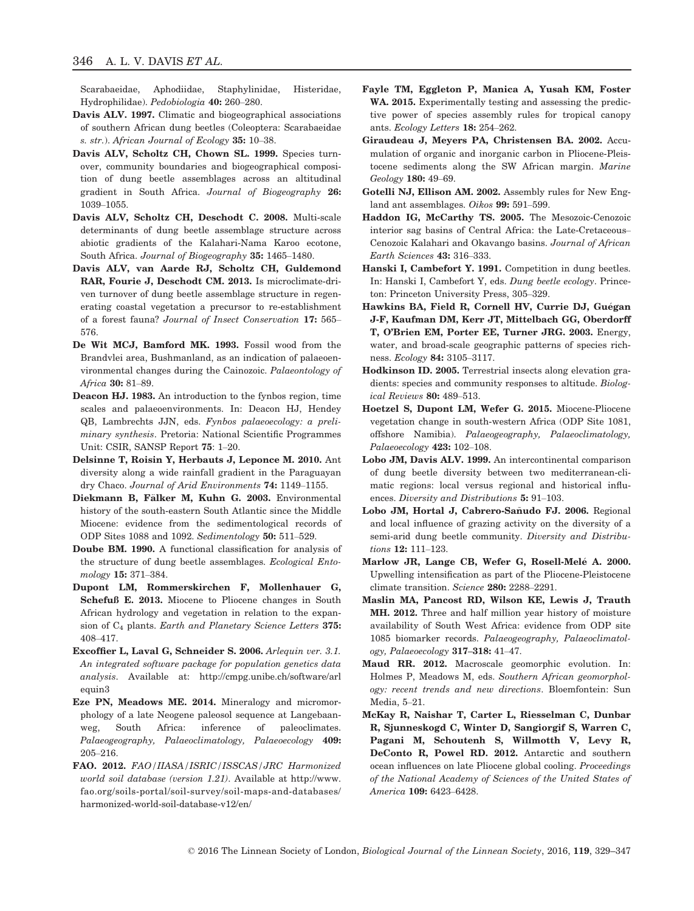Scarabaeidae, Aphodiidae, Staphylinidae, Histeridae, Hydrophilidae). *Pedobiologia* **40:** 260–280.

**Davis ALV. 1997.** Climatic and biogeographical associations of southern African dung beetles (Coleoptera: Scarabaeidae *s. str.*). *African Journal of Ecology* **35:** 10–38.

**Davis ALV, Scholtz CH, Chown SL. 1999.** Species turnover, community boundaries and biogeographical composition of dung beetle assemblages across an altitudinal gradient in South Africa. *Journal of Biogeography* **26:** 1039–1055.

**Davis ALV, Scholtz CH, Deschodt C. 2008.** Multi-scale determinants of dung beetle assemblage structure across abiotic gradients of the Kalahari-Nama Karoo ecotone, South Africa. *Journal of Biogeography* **35:** 1465–1480.

**Davis ALV, van Aarde RJ, Scholtz CH, Guldemond RAR, Fourie J, Deschodt CM. 2013.** Is microclimate-driven turnover of dung beetle assemblage structure in regenerating coastal vegetation a precursor to re-establishment of a forest fauna? *Journal of Insect Conservation* **17:** 565–576.

**De Wit MCJ, Bamford MK. 1993.** Fossil wood from the Brandvlei area, Bushmanland, as an indication of palaeoenvironmental changes during the Cainozoic. *Palaeontology of Africa* **30:** 81–89.

**Deacon HJ. 1983.** An introduction to the fynbos region, time scales and palaeoenvironments. In: Deacon HJ, Hendey QB, Lambrechts JJN, eds. *Fynbos palaeoecology: a preliminary synthesis*. Pretoria: National Scientific Programmes Unit: CSIR, SANSP Report **75**: 1–20.

**Delsinne T, Roisin Y, Herbauts J, Leponce M. 2010.** Ant diversity along a wide rainfall gradient in the Paraguayan dry Chaco. *Journal of Arid Environments* **74:** 1149–1155.

**Diekmann B, Fälker M, Kuhn G. 2003.** Environmental history of the south-eastern South Atlantic since the Middle Miocene: evidence from the sedimentological records of ODP Sites 1088 and 1092. *Sedimentology* **50:** 511–529.

**Doube BM. 1990.** A functional classification for analysis of the structure of dung beetle assemblages. *Ecological Entomology* **15:** 371–384.

**Dupont LM, Rommerskirchen F, Mollenhauer G, Schefuß E. 2013.** Miocene to Pliocene changes in South African hydrology and vegetation in relation to the expansion of $C_4$ plants. *Earth and Planetary Science Letters* **375:** 408–417.

**Excoffier L, Laval G, Schneider S. 2006.** *Arlequin ver. 3.1. An integrated software package for population genetics data analysis*. Available at: http://cmpg.unibe.ch/software/arlequin3

**Eze PN, Meadows ME. 2014.** Mineralogy and micromorphology of a late Neogene paleosol sequence at Langebaanweg, South Africa: inference of paleoclimates. *Palaeogeography, Palaeoclimatology, Palaeoecology* **409:** 205–216.

**FAO. 2012.** *FAO/IIASA/ISRIC/ISSCAS/JRC Harmonized world soil database (version 1.21)*. Available at http://www.fao.org/soils-portal/soil-survey/soil-maps-and-databases/harmonized-world-soil-database-v12/en/

**Fayle TM, Eggleton P, Manica A, Yusah KM, Foster WA. 2015.** Experimentally testing and assessing the predictive power of species assembly rules for tropical canopy ants. *Ecology Letters* **18:** 254–262.

**Giraudeau J, Meyers PA, Christensen BA. 2002.** Accumulation of organic and inorganic carbon in Pliocene-Pleistocene sediments along the SW African margin. *Marine Geology* **180:** 49–69.

**Gotelli NJ, Ellison AM. 2002.** Assembly rules for New England ant assemblages. *Oikos* **99:** 591–599.

**Haddon IG, McCarthy TS. 2005.** The Mesozoic-Cenozoic interior sag basins of Central Africa: the Late-Cretaceous–Cenozoic Kalahari and Okavango basins. *Journal of African Earth Sciences* **43:** 316–333.

**Hanski I, Cambefort Y. 1991.** Competition in dung beetles. In: Hanski I, Cambefort Y, eds. *Dung beetle ecology*. Princeton: Princeton University Press, 305–329.

**Hawkins BA, Field R, Cornell HV, Currie DJ, Guégan J-F, Kaufman DM, Kerr JT, Mittelbach GG, Oberdorff T, O'Brien EM, Porter EE, Turner JRG. 2003.** Energy, water, and broad-scale geographic patterns of species richness. *Ecology* **84:** 3105–3117.

**Hodkinson ID. 2005.** Terrestrial insects along elevation gradients: species and community responses to altitude. *Biological Reviews* **80:** 489–513.

**Hoetzel S, Dupont LM, Wefer G. 2015.** Miocene-Pliocene vegetation change in south-western Africa (ODP Site 1081, offshore Namibia). *Palaeogeography, Palaeoclimatology, Palaeoecology* **423:** 102–108.

**Lobo JM, Davis ALV. 1999.** An intercontinental comparison of dung beetle diversity between two mediterranean-climatic regions: local versus regional and historical influences. *Diversity and Distributions* **5:** 91–103.

**Lobo JM, Hortal J, Cabrero-Sañudo FJ. 2006.** Regional and local influence of grazing activity on the diversity of a semi-arid dung beetle community. *Diversity and Distributions* **12:** 111–123.

**Marlow JR, Lange CB, Wefer G, Rosell-Melé A. 2000.** Upwelling intensification as part of the Pliocene-Pleistocene climate transition. *Science* **280:** 2288–2291.

**Maslin MA, Pancost RD, Wilson KE, Lewis J, Trauth MH. 2012.** Three and half million year history of moisture availability of South West Africa: evidence from ODP site 1085 biomarker records. *Palaeogeography, Palaeoclimatology, Palaeoecology* **317–318:** 41–47.

**Maud RR. 2012.** Macroscale geomorphic evolution. In: Holmes P, Meadows M, eds. *Southern African geomorphology: recent trends and new directions*. Bloemfontein: Sun Media, 5–21.

**McKay R, Naishar T, Carter L, Riesselman C, Dunbar R, Sjunneskogd C, Winter D, Sangiorgif S, Warren C, Pagani M, Schoutenh S, Willmotth V, Levy R, DeConto R, Powel RD. 2012.** Antarctic and southern ocean influences on late Pliocene global cooling. *Proceedings of the National Academy of Sciences of the United States of America* **109:** 6423–6428.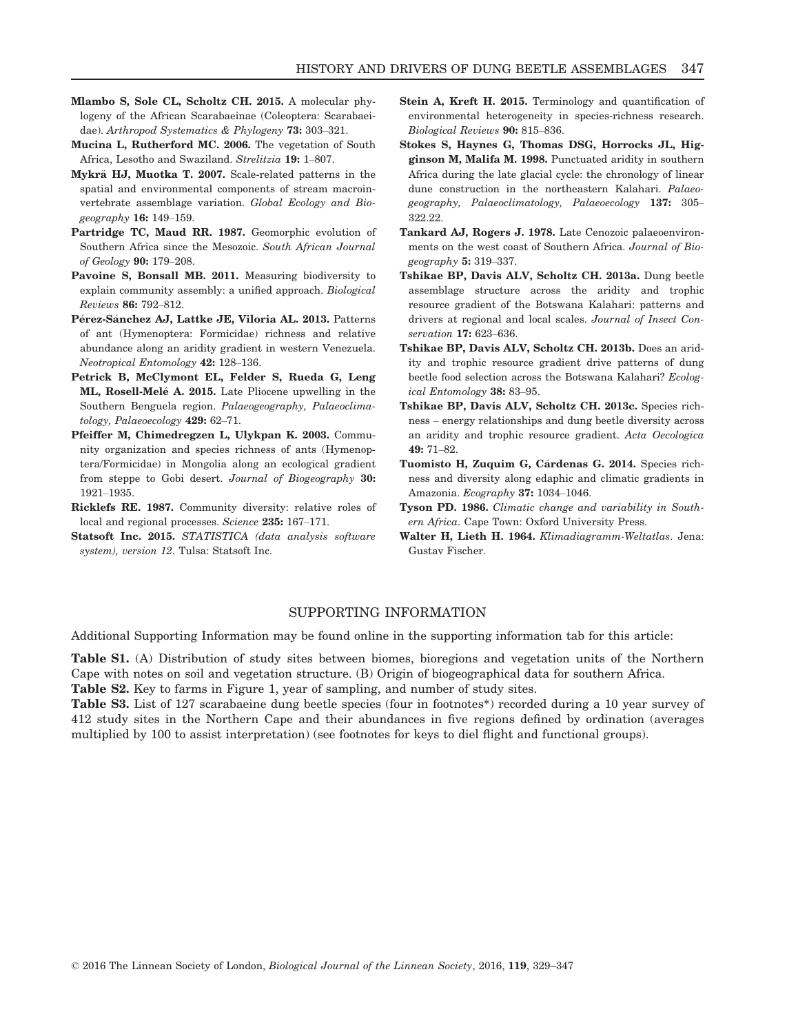**Mlambo S, Sole CL, Scholtz CH. 2015.** A molecular phylogeny of the African Scarabaeinae (Coleoptera: Scarabaeidae). *Arthropod Systematics & Phylogeny* **73:** 303–321.

**Mucina L, Rutherford MC. 2006.** The vegetation of South Africa, Lesotho and Swaziland. *Strelitzia* **19:** 1–807.

**Mykrä HJ, Muotka T. 2007.** Scale-related patterns in the spatial and environmental components of stream macroinvertebrate assemblage variation. *Global Ecology and Biogeography* **16:** 149–159.

**Partridge TC, Maud RR. 1987.** Geomorphic evolution of Southern Africa since the Mesozoic. *South African Journal of Geology* **90:** 179–208.

**Pavoine S, Bonsall MB. 2011.** Measuring biodiversity to explain community assembly: a unified approach. *Biological Reviews* **86:** 792–812.

**Pérez-Sánchez AJ, Lattke JE, Viloria AL. 2013.** Patterns of ant (Hymenoptera: Formicidae) richness and relative abundance along an aridity gradient in western Venezuela. *Neotropical Entomology* **42:** 128–136.

**Petrick B, McClymont EL, Felder S, Rueda G, Leng ML, Rosell-Melé A. 2015.** Late Pliocene upwelling in the Southern Benguela region. *Palaeogeography, Palaeoclimatology, Palaeoecology* **429:** 62–71.

**Pfeiffer M, Chimedregzen L, Ulykpan K. 2003.** Community organization and species richness of ants (Hymenoptera/Formicidae) in Mongolia along an ecological gradient from steppe to Gobi desert. *Journal of Biogeography* **30:** 1921–1935.

**Ricklefs RE. 1987.** Community diversity: relative roles of local and regional processes. *Science* **235:** 167–171.

**Statsoft Inc. 2015.** *STATISTICA (data analysis software system), version 12*. Tulsa: Statsoft Inc.

**Stein A, Kreft H. 2015.** Terminology and quantification of environmental heterogeneity in species-richness research. *Biological Reviews* **90:** 815–836.

**Stokes S, Haynes G, Thomas DSG, Horrocks JL, Higginson M, Malifa M. 1998.** Punctuated aridity in southern Africa during the late glacial cycle: the chronology of linear dune construction in the northeastern Kalahari. *Palaeogeography, Palaeoclimatology, Palaeoecology* **137:** 305–322.22.

**Tankard AJ, Rogers J. 1978.** Late Cenozoic palaeoenvironments on the west coast of Southern Africa. *Journal of Biogeography* **5:** 319–337.

**Tshikae BP, Davis ALV, Scholtz CH. 2013a.** Dung beetle assemblage structure across the aridity and trophic resource gradient of the Botswana Kalahari: patterns and drivers at regional and local scales. *Journal of Insect Conservation* **17:** 623–636.

**Tshikae BP, Davis ALV, Scholtz CH. 2013b.** Does an aridity and trophic resource gradient drive patterns of dung beetle food selection across the Botswana Kalahari? *Ecological Entomology* **38:** 83–95.

**Tshikae BP, Davis ALV, Scholtz CH. 2013c.** Species richness – energy relationships and dung beetle diversity across an aridity and trophic resource gradient. *Acta Oecologica* **49:** 71–82.

**Tuomisto H, Zuquim G, Cárdenas G. 2014.** Species richness and diversity along edaphic and climatic gradients in Amazonia. *Ecography* **37:** 1034–1046.

**Tyson PD. 1986.** *Climatic change and variability in Southern Africa*. Cape Town: Oxford University Press.

**Walter H, Lieth H. 1964.** *Klimadiagramm-Weltatlas*. Jena: Gustav Fischer.

## SUPPORTING INFORMATION

Additional Supporting Information may be found online in the supporting information tab for this article:

**Table S1.** (A) Distribution of study sites between biomes, bioregions and vegetation units of the Northern Cape with notes on soil and vegetation structure. (B) Origin of biogeographical data for southern Africa.

**Table S2.** Key to farms in Figure 1, year of sampling, and number of study sites.

**Table S3.** List of 127 scarabaeine dung beetle species (four in footnotes*) recorded during a 10 year survey of 412 study sites in the Northern Cape and their abundances in five regions defined by ordination (averages multiplied by 100 to assist interpretation) (see footnotes for keys to diel flight and functional groups).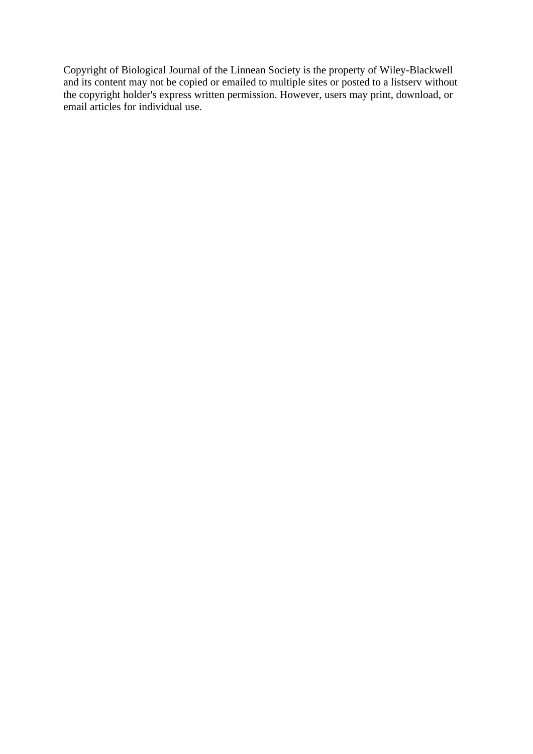Copyright of Biological Journal of the Linnean Society is the property of Wiley-Blackwell and its content may not be copied or emailed to multiple sites or posted to a listserv without the copyright holder's express written permission. However, users may print, download, or email articles for individual use.